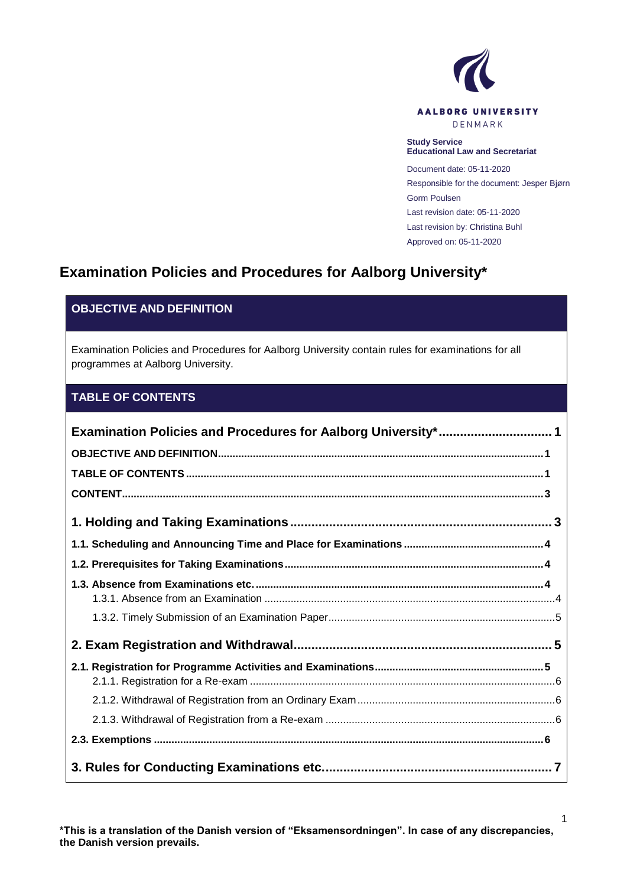AALBORG UNIVERSITY
DENMARK

**Study Service**
**Educational Law and Secretariat**

Document date: 05-11-2020
Responsible for the document: Jesper Bjørn Gorm Poulsen
Last revision date: 05-11-2020
Last revision by: Christina Buhl
Approved on: 05-11-2020

# Examination Policies and Procedures for Aalborg University*

## OBJECTIVE AND DEFINITION

Examination Policies and Procedures for Aalborg University contain rules for examinations for all programmes at Aalborg University.

## TABLE OF CONTENTS

**Examination Policies and Procedures for Aalborg University\*** ........ 1
**OBJECTIVE AND DEFINITION** ........ 1
**TABLE OF CONTENTS** ........ 1
**CONTENT** ........ 3

**1. Holding and Taking Examinations** ........ 3
**1.1. Scheduling and Announcing Time and Place for Examinations** ........ 4
**1.2. Prerequisites for Taking Examinations** ........ 4
**1.3. Absence from Examinations etc.** ........ 4
- 1.3.1. Absence from an Examination ........ 4
- 1.3.2. Timely Submission of an Examination Paper ........ 5

**2. Exam Registration and Withdrawal** ........ 5
**2.1. Registration for Programme Activities and Examinations** ........ 5
- 2.1.1. Registration for a Re-exam ........ 6
- 2.1.2. Withdrawal of Registration from an Ordinary Exam ........ 6
- 2.1.3. Withdrawal of Registration from a Re-exam ........ 6

**2.3. Exemptions** ........ 6

**3. Rules for Conducting Examinations etc.** ........ 7

**\*This is a translation of the Danish version of "Eksamensordningen". In case of any discrepancies, the Danish version prevails.**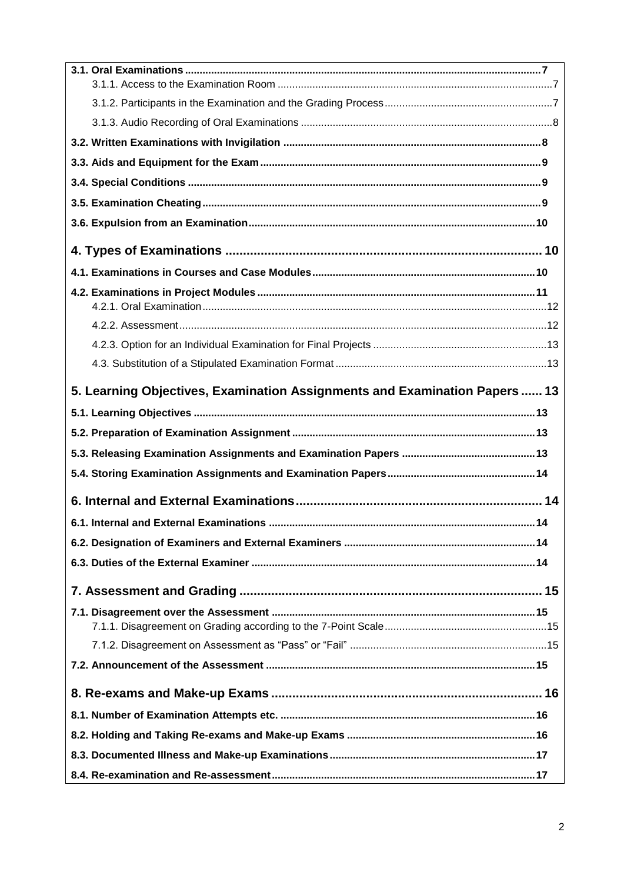- **3.1. Oral Examinations** .......... 7
  - 3.1.1. Access to the Examination Room .......... 7
  - 3.1.2. Participants in the Examination and the Grading Process .......... 7
  - 3.1.3. Audio Recording of Oral Examinations .......... 8
- **3.2. Written Examinations with Invigilation** .......... 8
- **3.3. Aids and Equipment for the Exam** .......... 9
- **3.4. Special Conditions** .......... 9
- **3.5. Examination Cheating** .......... 9
- **3.6. Expulsion from an Examination** .......... 10

**4. Types of Examinations** .......... 10

- **4.1. Examinations in Courses and Case Modules** .......... 10
- **4.2. Examinations in Project Modules** .......... 11
  - 4.2.1. Oral Examination .......... 12
  - 4.2.2. Assessment .......... 12
  - 4.2.3. Option for an Individual Examination for Final Projects .......... 13
  - 4.3. Substitution of a Stipulated Examination Format .......... 13

**5. Learning Objectives, Examination Assignments and Examination Papers** .......... 13

- **5.1. Learning Objectives** .......... 13
- **5.2. Preparation of Examination Assignment** .......... 13
- **5.3. Releasing Examination Assignments and Examination Papers** .......... 13
- **5.4. Storing Examination Assignments and Examination Papers** .......... 14

**6. Internal and External Examinations** .......... 14

- **6.1. Internal and External Examinations** .......... 14
- **6.2. Designation of Examiners and External Examiners** .......... 14
- **6.3. Duties of the External Examiner** .......... 14

**7. Assessment and Grading** .......... 15

- **7.1. Disagreement over the Assessment** .......... 15
  - 7.1.1. Disagreement on Grading according to the 7-Point Scale .......... 15
  - 7.1.2. Disagreement on Assessment as "Pass" or "Fail" .......... 15
- **7.2. Announcement of the Assessment** .......... 15

**8. Re-exams and Make-up Exams** .......... 16

- **8.1. Number of Examination Attempts etc.** .......... 16
- **8.2. Holding and Taking Re-exams and Make-up Exams** .......... 16
- **8.3. Documented Illness and Make-up Examinations** .......... 17
- **8.4. Re-examination and Re-assessment** .......... 17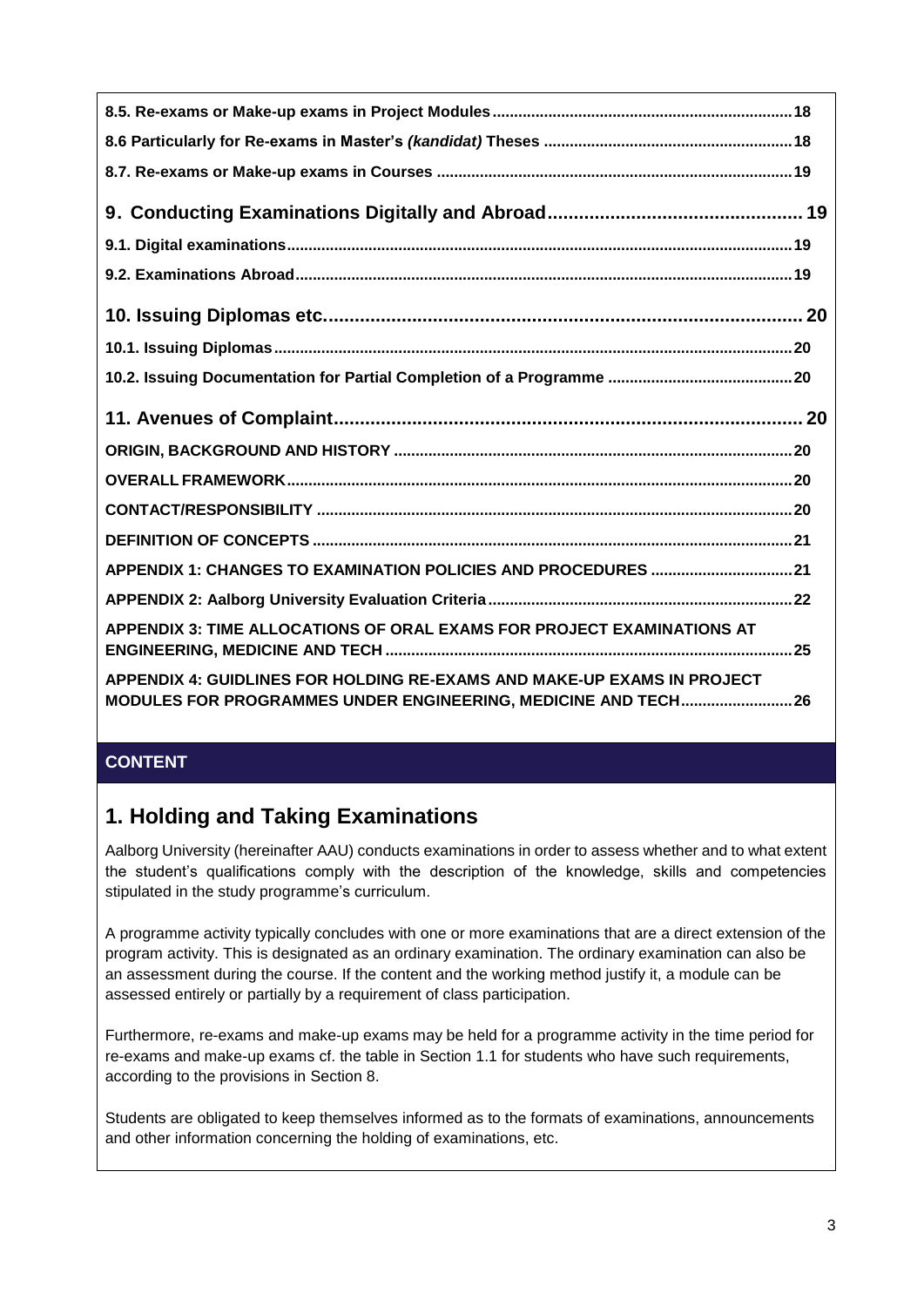8.5. Re-exams or Make-up exams in Project Modules ..... 18

8.6 Particularly for Re-exams in Master's *(kandidat)* Theses ..... 18

8.7. Re-exams or Make-up exams in Courses ..... 19

**9. Conducting Examinations Digitally and Abroad ..... 19**

9.1. Digital examinations ..... 19

9.2. Examinations Abroad ..... 19

**10. Issuing Diplomas etc. ..... 20**

10.1. Issuing Diplomas ..... 20

10.2. Issuing Documentation for Partial Completion of a Programme ..... 20

**11. Avenues of Complaint ..... 20**

ORIGIN, BACKGROUND AND HISTORY ..... 20

OVERALL FRAMEWORK ..... 20

CONTACT/RESPONSIBILITY ..... 20

DEFINITION OF CONCEPTS ..... 21

APPENDIX 1: CHANGES TO EXAMINATION POLICIES AND PROCEDURES ..... 21

APPENDIX 2: Aalborg University Evaluation Criteria ..... 22

APPENDIX 3: TIME ALLOCATIONS OF ORAL EXAMS FOR PROJECT EXAMINATIONS AT ENGINEERING, MEDICINE AND TECH ..... 25

APPENDIX 4: GUIDLINES FOR HOLDING RE-EXAMS AND MAKE-UP EXAMS IN PROJECT MODULES FOR PROGRAMMES UNDER ENGINEERING, MEDICINE AND TECH ..... 26

## CONTENT

# 1. Holding and Taking Examinations

Aalborg University (hereinafter AAU) conducts examinations in order to assess whether and to what extent the student's qualifications comply with the description of the knowledge, skills and competencies stipulated in the study programme's curriculum.

A programme activity typically concludes with one or more examinations that are a direct extension of the program activity. This is designated as an ordinary examination. The ordinary examination can also be an assessment during the course. If the content and the working method justify it, a module can be assessed entirely or partially by a requirement of class participation.

Furthermore, re-exams and make-up exams may be held for a programme activity in the time period for re-exams and make-up exams cf. the table in Section 1.1 for students who have such requirements, according to the provisions in Section 8.

Students are obligated to keep themselves informed as to the formats of examinations, announcements and other information concerning the holding of examinations, etc.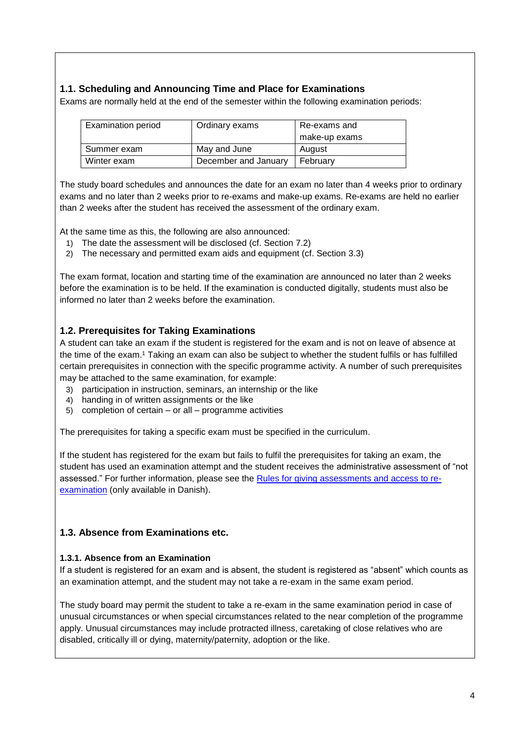## 1.1. Scheduling and Announcing Time and Place for Examinations

Exams are normally held at the end of the semester within the following examination periods:

| Examination period | Ordinary exams | Re-exams and make-up exams |
|---|---|---|
| Summer exam | May and June | August |
| Winter exam | December and January | February |

The study board schedules and announces the date for an exam no later than 4 weeks prior to ordinary exams and no later than 2 weeks prior to re-exams and make-up exams. Re-exams are held no earlier than 2 weeks after the student has received the assessment of the ordinary exam.

At the same time as this, the following are also announced:

1) The date the assessment will be disclosed (cf. Section 7.2)
2) The necessary and permitted exam aids and equipment (cf. Section 3.3)

The exam format, location and starting time of the examination are announced no later than 2 weeks before the examination is to be held. If the examination is conducted digitally, students must also be informed no later than 2 weeks before the examination.

## 1.2. Prerequisites for Taking Examinations

A student can take an exam if the student is registered for the exam and is not on leave of absence at the time of the exam.[1] Taking an exam can also be subject to whether the student fulfils or has fulfilled certain prerequisites in connection with the specific programme activity. A number of such prerequisites may be attached to the same examination, for example:

3) participation in instruction, seminars, an internship or the like
4) handing in of written assignments or the like
5) completion of certain – or all – programme activities

The prerequisites for taking a specific exam must be specified in the curriculum.

If the student has registered for the exam but fails to fulfil the prerequisites for taking an exam, the student has used an examination attempt and the student receives the administrative assessment of "not assessed." For further information, please see the Rules for giving assessments and access to re-examination (only available in Danish).

## 1.3. Absence from Examinations etc.

### 1.3.1. Absence from an Examination

If a student is registered for an exam and is absent, the student is registered as "absent" which counts as an examination attempt, and the student may not take a re-exam in the same exam period.

The study board may permit the student to take a re-exam in the same examination period in case of unusual circumstances or when special circumstances related to the near completion of the programme apply. Unusual circumstances may include protracted illness, caretaking of close relatives who are disabled, critically ill or dying, maternity/paternity, adoption or the like.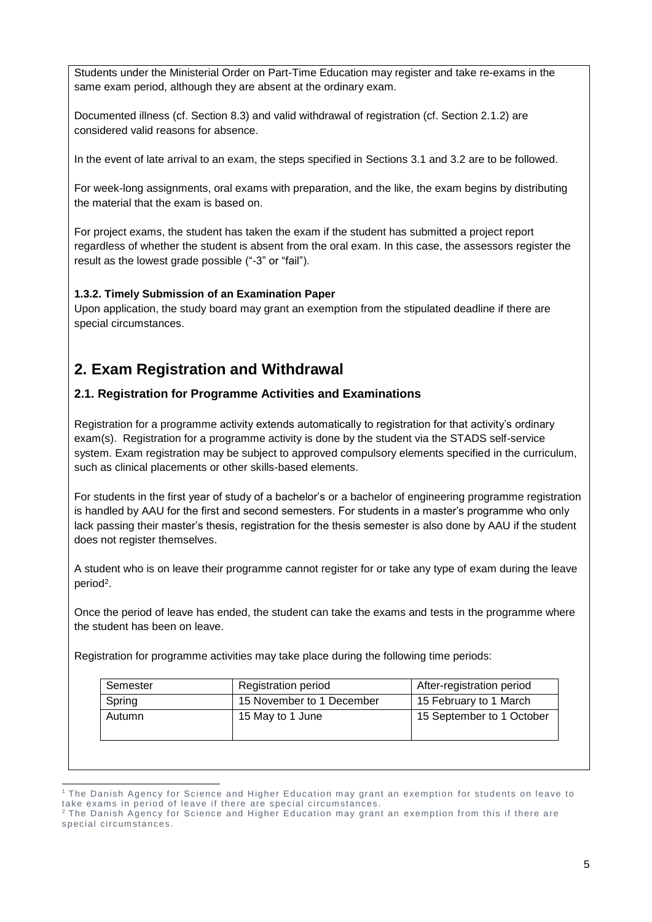Students under the Ministerial Order on Part-Time Education may register and take re-exams in the same exam period, although they are absent at the ordinary exam.

Documented illness (cf. Section 8.3) and valid withdrawal of registration (cf. Section 2.1.2) are considered valid reasons for absence.

In the event of late arrival to an exam, the steps specified in Sections 3.1 and 3.2 are to be followed.

For week-long assignments, oral exams with preparation, and the like, the exam begins by distributing the material that the exam is based on.

For project exams, the student has taken the exam if the student has submitted a project report regardless of whether the student is absent from the oral exam. In this case, the assessors register the result as the lowest grade possible ("-3" or "fail").

#### 1.3.2. Timely Submission of an Examination Paper

Upon application, the study board may grant an exemption from the stipulated deadline if there are special circumstances.

## 2. Exam Registration and Withdrawal

### 2.1. Registration for Programme Activities and Examinations

Registration for a programme activity extends automatically to registration for that activity's ordinary exam(s). Registration for a programme activity is done by the student via the STADS self-service system. Exam registration may be subject to approved compulsory elements specified in the curriculum, such as clinical placements or other skills-based elements.

For students in the first year of study of a bachelor's or a bachelor of engineering programme registration is handled by AAU for the first and second semesters. For students in a master's programme who only lack passing their master's thesis, registration for the thesis semester is also done by AAU if the student does not register themselves.

A student who is on leave their programme cannot register for or take any type of exam during the leave period[2].

Once the period of leave has ended, the student can take the exams and tests in the programme where the student has been on leave.

Registration for programme activities may take place during the following time periods:

| Semester | Registration period | After-registration period |
|---|---|---|
| Spring | 15 November to 1 December | 15 February to 1 March |
| Autumn | 15 May to 1 June | 15 September to 1 October |

[1] The Danish Agency for Science and Higher Education may grant an exemption for students on leave to take exams in period of leave if there are special circumstances.

[2] The Danish Agency for Science and Higher Education may grant an exemption from this if there are special circumstances.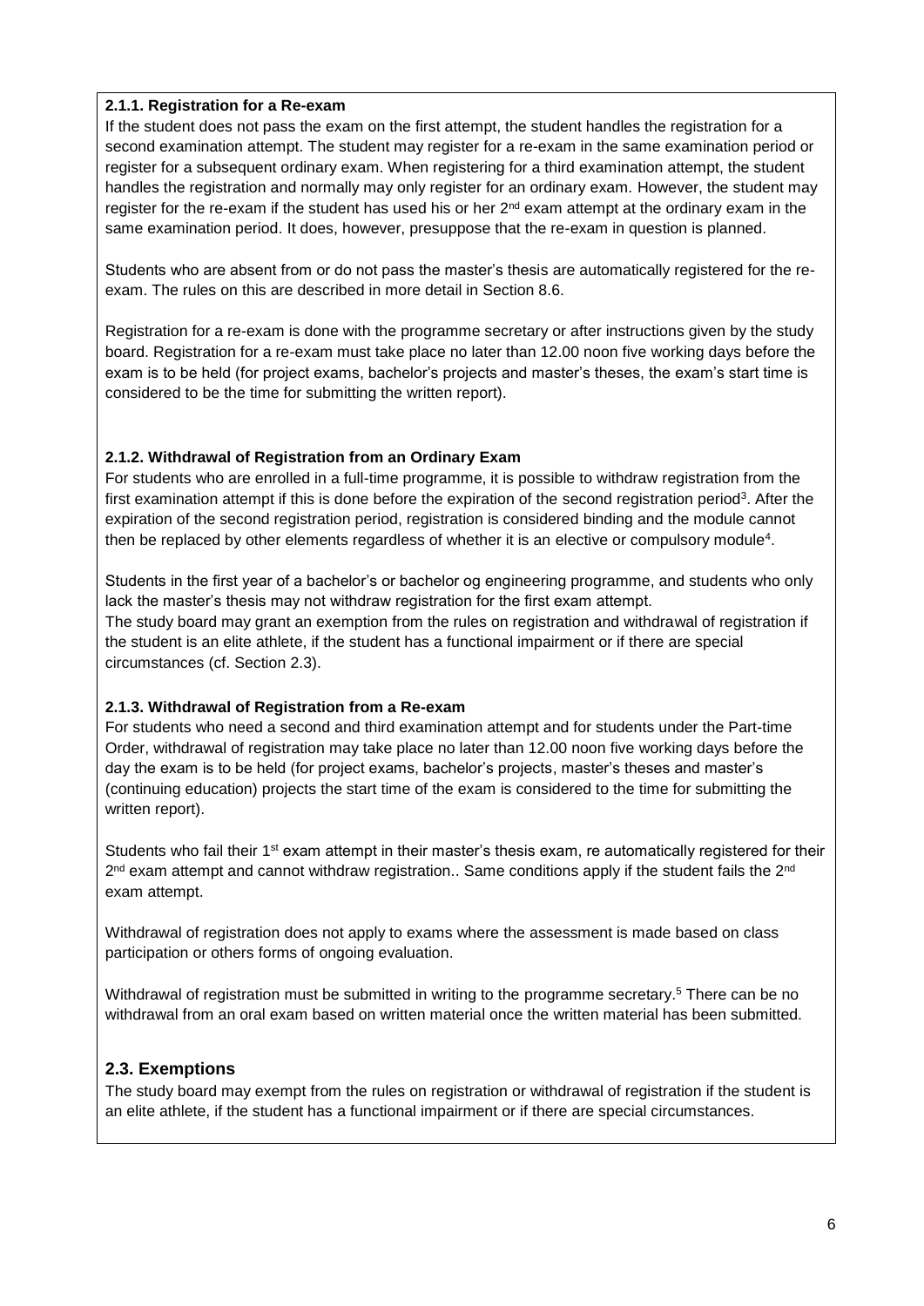#### 2.1.1. Registration for a Re-exam

If the student does not pass the exam on the first attempt, the student handles the registration for a second examination attempt. The student may register for a re-exam in the same examination period or register for a subsequent ordinary exam. When registering for a third examination attempt, the student handles the registration and normally may only register for an ordinary exam. However, the student may register for the re-exam if the student has used his or her 2nd exam attempt at the ordinary exam in the same examination period. It does, however, presuppose that the re-exam in question is planned.

Students who are absent from or do not pass the master's thesis are automatically registered for the re-exam. The rules on this are described in more detail in Section 8.6.

Registration for a re-exam is done with the programme secretary or after instructions given by the study board. Registration for a re-exam must take place no later than 12.00 noon five working days before the exam is to be held (for project exams, bachelor's projects and master's theses, the exam's start time is considered to be the time for submitting the written report).

#### 2.1.2. Withdrawal of Registration from an Ordinary Exam

For students who are enrolled in a full-time programme, it is possible to withdraw registration from the first examination attempt if this is done before the expiration of the second registration period[3]. After the expiration of the second registration period, registration is considered binding and the module cannot then be replaced by other elements regardless of whether it is an elective or compulsory module[4].

Students in the first year of a bachelor's or bachelor og engineering programme, and students who only lack the master's thesis may not withdraw registration for the first exam attempt.
The study board may grant an exemption from the rules on registration and withdrawal of registration if the student is an elite athlete, if the student has a functional impairment or if there are special circumstances (cf. Section 2.3).

#### 2.1.3. Withdrawal of Registration from a Re-exam

For students who need a second and third examination attempt and for students under the Part-time Order, withdrawal of registration may take place no later than 12.00 noon five working days before the day the exam is to be held (for project exams, bachelor's projects, master's theses and master's (continuing education) projects the start time of the exam is considered to the time for submitting the written report).

Students who fail their 1st exam attempt in their master's thesis exam, re automatically registered for their 2nd exam attempt and cannot withdraw registration.. Same conditions apply if the student fails the 2nd exam attempt.

Withdrawal of registration does not apply to exams where the assessment is made based on class participation or others forms of ongoing evaluation.

Withdrawal of registration must be submitted in writing to the programme secretary.[5] There can be no withdrawal from an oral exam based on written material once the written material has been submitted.

### 2.3. Exemptions

The study board may exempt from the rules on registration or withdrawal of registration if the student is an elite athlete, if the student has a functional impairment or if there are special circumstances.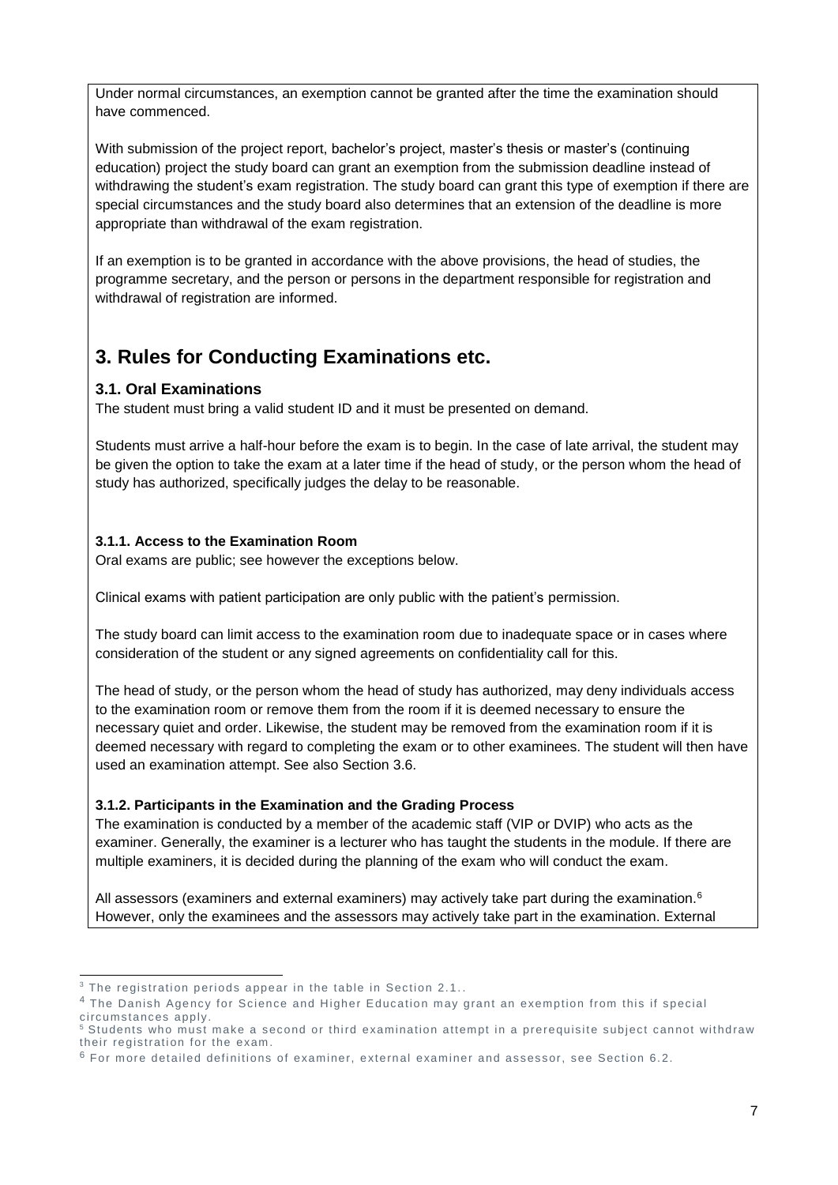Under normal circumstances, an exemption cannot be granted after the time the examination should have commenced.

With submission of the project report, bachelor's project, master's thesis or master's (continuing education) project the study board can grant an exemption from the submission deadline instead of withdrawing the student's exam registration. The study board can grant this type of exemption if there are special circumstances and the study board also determines that an extension of the deadline is more appropriate than withdrawal of the exam registration.

If an exemption is to be granted in accordance with the above provisions, the head of studies, the programme secretary, and the person or persons in the department responsible for registration and withdrawal of registration are informed.

## 3. Rules for Conducting Examinations etc.

### 3.1. Oral Examinations

The student must bring a valid student ID and it must be presented on demand.

Students must arrive a half-hour before the exam is to begin. In the case of late arrival, the student may be given the option to take the exam at a later time if the head of study, or the person whom the head of study has authorized, specifically judges the delay to be reasonable.

#### 3.1.1. Access to the Examination Room

Oral exams are public; see however the exceptions below.

Clinical exams with patient participation are only public with the patient's permission.

The study board can limit access to the examination room due to inadequate space or in cases where consideration of the student or any signed agreements on confidentiality call for this.

The head of study, or the person whom the head of study has authorized, may deny individuals access to the examination room or remove them from the room if it is deemed necessary to ensure the necessary quiet and order. Likewise, the student may be removed from the examination room if it is deemed necessary with regard to completing the exam or to other examinees. The student will then have used an examination attempt. See also Section 3.6.

#### 3.1.2. Participants in the Examination and the Grading Process

The examination is conducted by a member of the academic staff (VIP or DVIP) who acts as the examiner. Generally, the examiner is a lecturer who has taught the students in the module. If there are multiple examiners, it is decided during the planning of the exam who will conduct the exam.

All assessors (examiners and external examiners) may actively take part during the examination.[6] However, only the examinees and the assessors may actively take part in the examination. External

---

[3] The registration periods appear in the table in Section 2.1..

[4] The Danish Agency for Science and Higher Education may grant an exemption from this if special circumstances apply.

[5] Students who must make a second or third examination attempt in a prerequisite subject cannot withdraw their registration for the exam.

[6] For more detailed definitions of examiner, external examiner and assessor, see Section 6.2.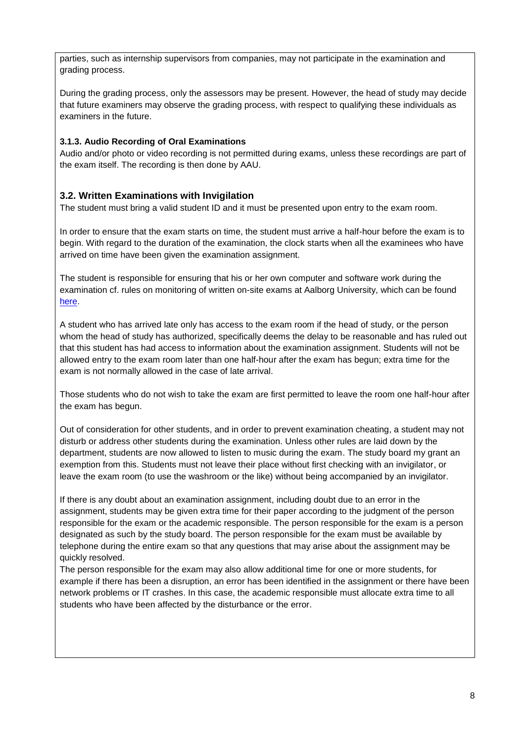parties, such as internship supervisors from companies, may not participate in the examination and grading process.

During the grading process, only the assessors may be present. However, the head of study may decide that future examiners may observe the grading process, with respect to qualifying these individuals as examiners in the future.

#### 3.1.3. Audio Recording of Oral Examinations

Audio and/or photo or video recording is not permitted during exams, unless these recordings are part of the exam itself. The recording is then done by AAU.

### 3.2. Written Examinations with Invigilation

The student must bring a valid student ID and it must be presented upon entry to the exam room.

In order to ensure that the exam starts on time, the student must arrive a half-hour before the exam is to begin. With regard to the duration of the examination, the clock starts when all the examinees who have arrived on time have been given the examination assignment.

The student is responsible for ensuring that his or her own computer and software work during the examination cf. rules on monitoring of written on-site exams at Aalborg University, which can be found here.

A student who has arrived late only has access to the exam room if the head of study, or the person whom the head of study has authorized, specifically deems the delay to be reasonable and has ruled out that this student has had access to information about the examination assignment. Students will not be allowed entry to the exam room later than one half-hour after the exam has begun; extra time for the exam is not normally allowed in the case of late arrival.

Those students who do not wish to take the exam are first permitted to leave the room one half-hour after the exam has begun.

Out of consideration for other students, and in order to prevent examination cheating, a student may not disturb or address other students during the examination. Unless other rules are laid down by the department, students are now allowed to listen to music during the exam. The study board my grant an exemption from this. Students must not leave their place without first checking with an invigilator, or leave the exam room (to use the washroom or the like) without being accompanied by an invigilator.

If there is any doubt about an examination assignment, including doubt due to an error in the assignment, students may be given extra time for their paper according to the judgment of the person responsible for the exam or the academic responsible. The person responsible for the exam is a person designated as such by the study board. The person responsible for the exam must be available by telephone during the entire exam so that any questions that may arise about the assignment may be quickly resolved.
The person responsible for the exam may also allow additional time for one or more students, for example if there has been a disruption, an error has been identified in the assignment or there have been network problems or IT crashes. In this case, the academic responsible must allocate extra time to all students who have been affected by the disturbance or the error.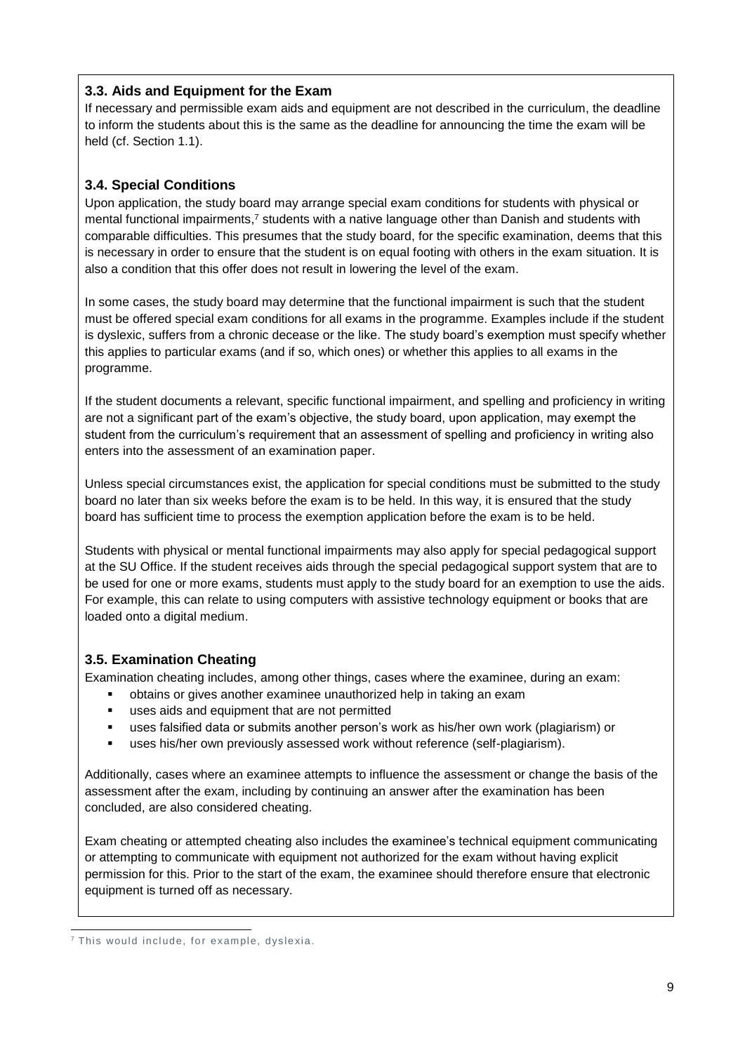### 3.3. Aids and Equipment for the Exam

If necessary and permissible exam aids and equipment are not described in the curriculum, the deadline to inform the students about this is the same as the deadline for announcing the time the exam will be held (cf. Section 1.1).

### 3.4. Special Conditions

Upon application, the study board may arrange special exam conditions for students with physical or mental functional impairments,[7] students with a native language other than Danish and students with comparable difficulties. This presumes that the study board, for the specific examination, deems that this is necessary in order to ensure that the student is on equal footing with others in the exam situation. It is also a condition that this offer does not result in lowering the level of the exam.

In some cases, the study board may determine that the functional impairment is such that the student must be offered special exam conditions for all exams in the programme. Examples include if the student is dyslexic, suffers from a chronic decease or the like. The study board's exemption must specify whether this applies to particular exams (and if so, which ones) or whether this applies to all exams in the programme.

If the student documents a relevant, specific functional impairment, and spelling and proficiency in writing are not a significant part of the exam's objective, the study board, upon application, may exempt the student from the curriculum's requirement that an assessment of spelling and proficiency in writing also enters into the assessment of an examination paper.

Unless special circumstances exist, the application for special conditions must be submitted to the study board no later than six weeks before the exam is to be held. In this way, it is ensured that the study board has sufficient time to process the exemption application before the exam is to be held.

Students with physical or mental functional impairments may also apply for special pedagogical support at the SU Office. If the student receives aids through the special pedagogical support system that are to be used for one or more exams, students must apply to the study board for an exemption to use the aids. For example, this can relate to using computers with assistive technology equipment or books that are loaded onto a digital medium.

### 3.5. Examination Cheating

Examination cheating includes, among other things, cases where the examinee, during an exam:

- obtains or gives another examinee unauthorized help in taking an exam
- uses aids and equipment that are not permitted
- uses falsified data or submits another person's work as his/her own work (plagiarism) or
- uses his/her own previously assessed work without reference (self-plagiarism).

Additionally, cases where an examinee attempts to influence the assessment or change the basis of the assessment after the exam, including by continuing an answer after the examination has been concluded, are also considered cheating.

Exam cheating or attempted cheating also includes the examinee's technical equipment communicating or attempting to communicate with equipment not authorized for the exam without having explicit permission for this. Prior to the start of the exam, the examinee should therefore ensure that electronic equipment is turned off as necessary.

---

[7] This would include, for example, dyslexia.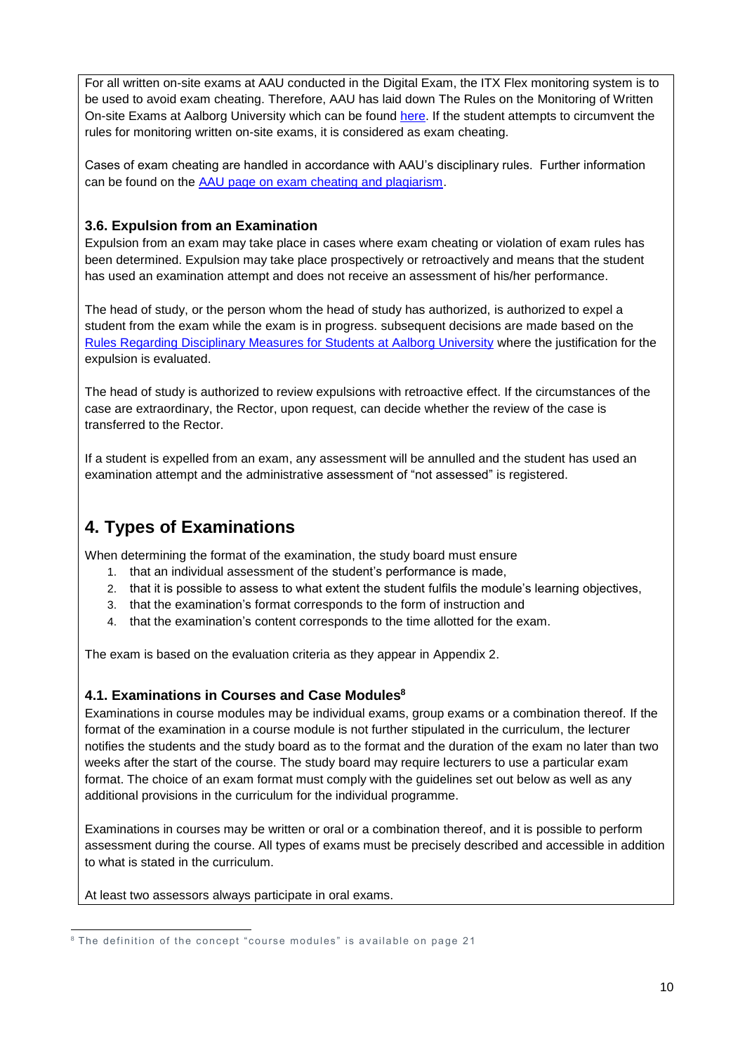For all written on-site exams at AAU conducted in the Digital Exam, the ITX Flex monitoring system is to be used to avoid exam cheating. Therefore, AAU has laid down The Rules on the Monitoring of Written On-site Exams at Aalborg University which can be found here. If the student attempts to circumvent the rules for monitoring written on-site exams, it is considered as exam cheating.

Cases of exam cheating are handled in accordance with AAU's disciplinary rules. Further information can be found on the AAU page on exam cheating and plagiarism.

### 3.6. Expulsion from an Examination

Expulsion from an exam may take place in cases where exam cheating or violation of exam rules has been determined. Expulsion may take place prospectively or retroactively and means that the student has used an examination attempt and does not receive an assessment of his/her performance.

The head of study, or the person whom the head of study has authorized, is authorized to expel a student from the exam while the exam is in progress. subsequent decisions are made based on the Rules Regarding Disciplinary Measures for Students at Aalborg University where the justification for the expulsion is evaluated.

The head of study is authorized to review expulsions with retroactive effect. If the circumstances of the case are extraordinary, the Rector, upon request, can decide whether the review of the case is transferred to the Rector.

If a student is expelled from an exam, any assessment will be annulled and the student has used an examination attempt and the administrative assessment of "not assessed" is registered.

## 4. Types of Examinations

When determining the format of the examination, the study board must ensure

1. that an individual assessment of the student's performance is made,
2. that it is possible to assess to what extent the student fulfils the module's learning objectives,
3. that the examination's format corresponds to the form of instruction and
4. that the examination's content corresponds to the time allotted for the exam.

The exam is based on the evaluation criteria as they appear in Appendix 2.

### 4.1. Examinations in Courses and Case Modules[8]

Examinations in course modules may be individual exams, group exams or a combination thereof. If the format of the examination in a course module is not further stipulated in the curriculum, the lecturer notifies the students and the study board as to the format and the duration of the exam no later than two weeks after the start of the course. The study board may require lecturers to use a particular exam format. The choice of an exam format must comply with the guidelines set out below as well as any additional provisions in the curriculum for the individual programme.

Examinations in courses may be written or oral or a combination thereof, and it is possible to perform assessment during the course. All types of exams must be precisely described and accessible in addition to what is stated in the curriculum.

At least two assessors always participate in oral exams.

[8] The definition of the concept "course modules" is available on page 21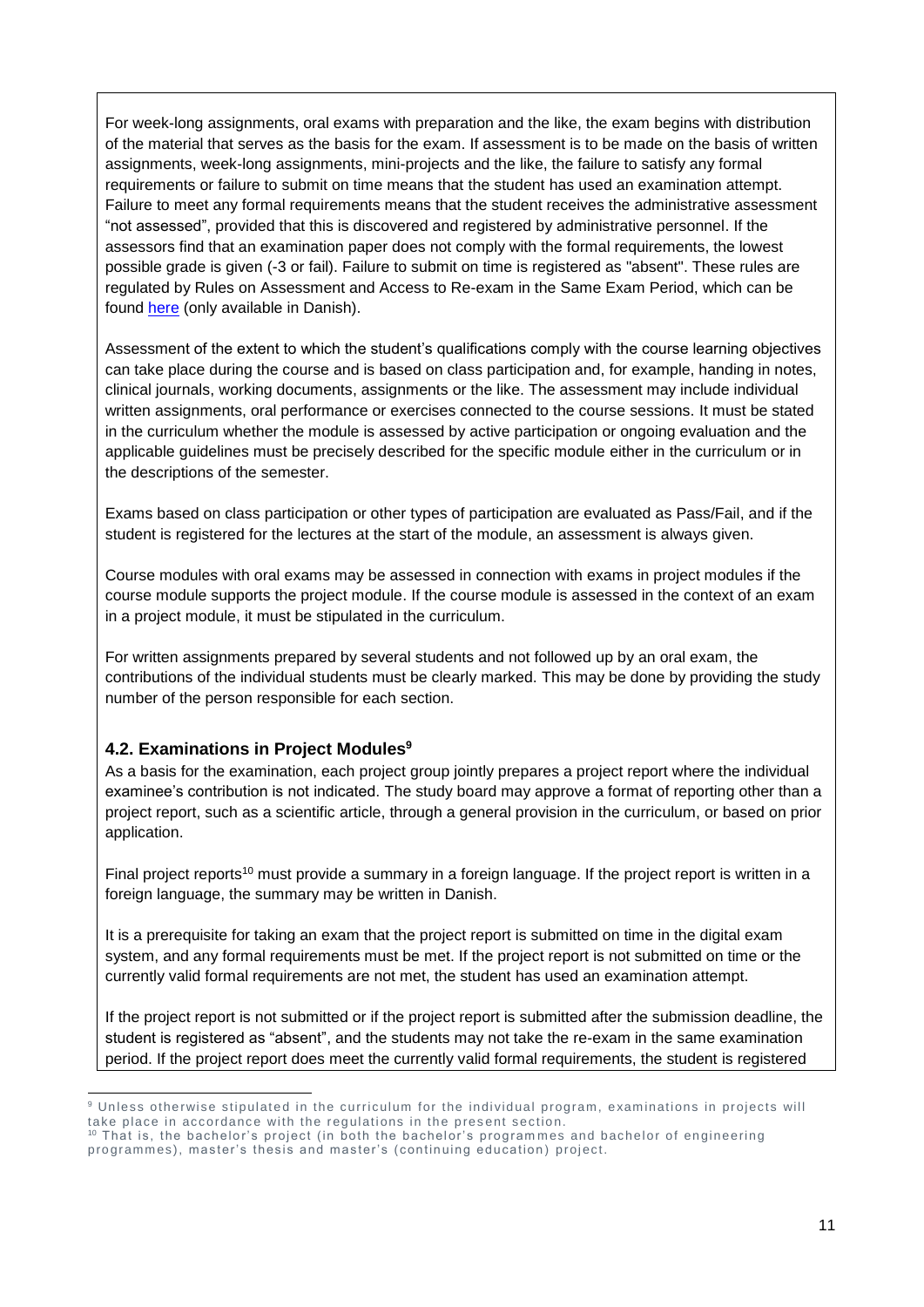For week-long assignments, oral exams with preparation and the like, the exam begins with distribution of the material that serves as the basis for the exam. If assessment is to be made on the basis of written assignments, week-long assignments, mini-projects and the like, the failure to satisfy any formal requirements or failure to submit on time means that the student has used an examination attempt. Failure to meet any formal requirements means that the student receives the administrative assessment "not assessed", provided that this is discovered and registered by administrative personnel. If the assessors find that an examination paper does not comply with the formal requirements, the lowest possible grade is given (-3 or fail). Failure to submit on time is registered as "absent". These rules are regulated by Rules on Assessment and Access to Re-exam in the Same Exam Period, which can be found here (only available in Danish).

Assessment of the extent to which the student's qualifications comply with the course learning objectives can take place during the course and is based on class participation and, for example, handing in notes, clinical journals, working documents, assignments or the like. The assessment may include individual written assignments, oral performance or exercises connected to the course sessions. It must be stated in the curriculum whether the module is assessed by active participation or ongoing evaluation and the applicable guidelines must be precisely described for the specific module either in the curriculum or in the descriptions of the semester.

Exams based on class participation or other types of participation are evaluated as Pass/Fail, and if the student is registered for the lectures at the start of the module, an assessment is always given.

Course modules with oral exams may be assessed in connection with exams in project modules if the course module supports the project module. If the course module is assessed in the context of an exam in a project module, it must be stipulated in the curriculum.

For written assignments prepared by several students and not followed up by an oral exam, the contributions of the individual students must be clearly marked. This may be done by providing the study number of the person responsible for each section.

### 4.2. Examinations in Project Modules[9]

As a basis for the examination, each project group jointly prepares a project report where the individual examinee's contribution is not indicated. The study board may approve a format of reporting other than a project report, such as a scientific article, through a general provision in the curriculum, or based on prior application.

Final project reports[10] must provide a summary in a foreign language. If the project report is written in a foreign language, the summary may be written in Danish.

It is a prerequisite for taking an exam that the project report is submitted on time in the digital exam system, and any formal requirements must be met. If the project report is not submitted on time or the currently valid formal requirements are not met, the student has used an examination attempt.

If the project report is not submitted or if the project report is submitted after the submission deadline, the student is registered as "absent", and the students may not take the re-exam in the same examination period. If the project report does meet the currently valid formal requirements, the student is registered

---

[9] Unless otherwise stipulated in the curriculum for the individual program, examinations in projects will take place in accordance with the regulations in the present section.

[10] That is, the bachelor's project (in both the bachelor's programmes and bachelor of engineering programmes), master's thesis and master's (continuing education) project.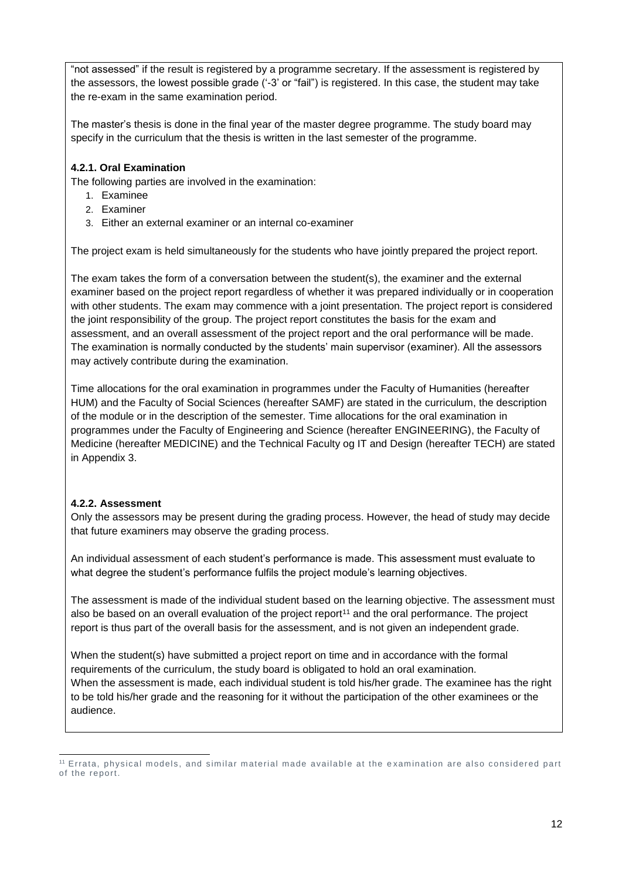"not assessed" if the result is registered by a programme secretary. If the assessment is registered by the assessors, the lowest possible grade ('-3' or "fail") is registered. In this case, the student may take the re-exam in the same examination period.

The master's thesis is done in the final year of the master degree programme. The study board may specify in the curriculum that the thesis is written in the last semester of the programme.

#### 4.2.1. Oral Examination

The following parties are involved in the examination:

1. Examinee
2. Examiner
3. Either an external examiner or an internal co-examiner

The project exam is held simultaneously for the students who have jointly prepared the project report.

The exam takes the form of a conversation between the student(s), the examiner and the external examiner based on the project report regardless of whether it was prepared individually or in cooperation with other students. The exam may commence with a joint presentation. The project report is considered the joint responsibility of the group. The project report constitutes the basis for the exam and assessment, and an overall assessment of the project report and the oral performance will be made. The examination is normally conducted by the students' main supervisor (examiner). All the assessors may actively contribute during the examination.

Time allocations for the oral examination in programmes under the Faculty of Humanities (hereafter HUM) and the Faculty of Social Sciences (hereafter SAMF) are stated in the curriculum, the description of the module or in the description of the semester. Time allocations for the oral examination in programmes under the Faculty of Engineering and Science (hereafter ENGINEERING), the Faculty of Medicine (hereafter MEDICINE) and the Technical Faculty og IT and Design (hereafter TECH) are stated in Appendix 3.

#### 4.2.2. Assessment

Only the assessors may be present during the grading process. However, the head of study may decide that future examiners may observe the grading process.

An individual assessment of each student's performance is made. This assessment must evaluate to what degree the student's performance fulfils the project module's learning objectives.

The assessment is made of the individual student based on the learning objective. The assessment must also be based on an overall evaluation of the project report[11] and the oral performance. The project report is thus part of the overall basis for the assessment, and is not given an independent grade.

When the student(s) have submitted a project report on time and in accordance with the formal requirements of the curriculum, the study board is obligated to hold an oral examination.
When the assessment is made, each individual student is told his/her grade. The examinee has the right to be told his/her grade and the reasoning for it without the participation of the other examinees or the audience.

[11] Errata, physical models, and similar material made available at the examination are also considered part of the report.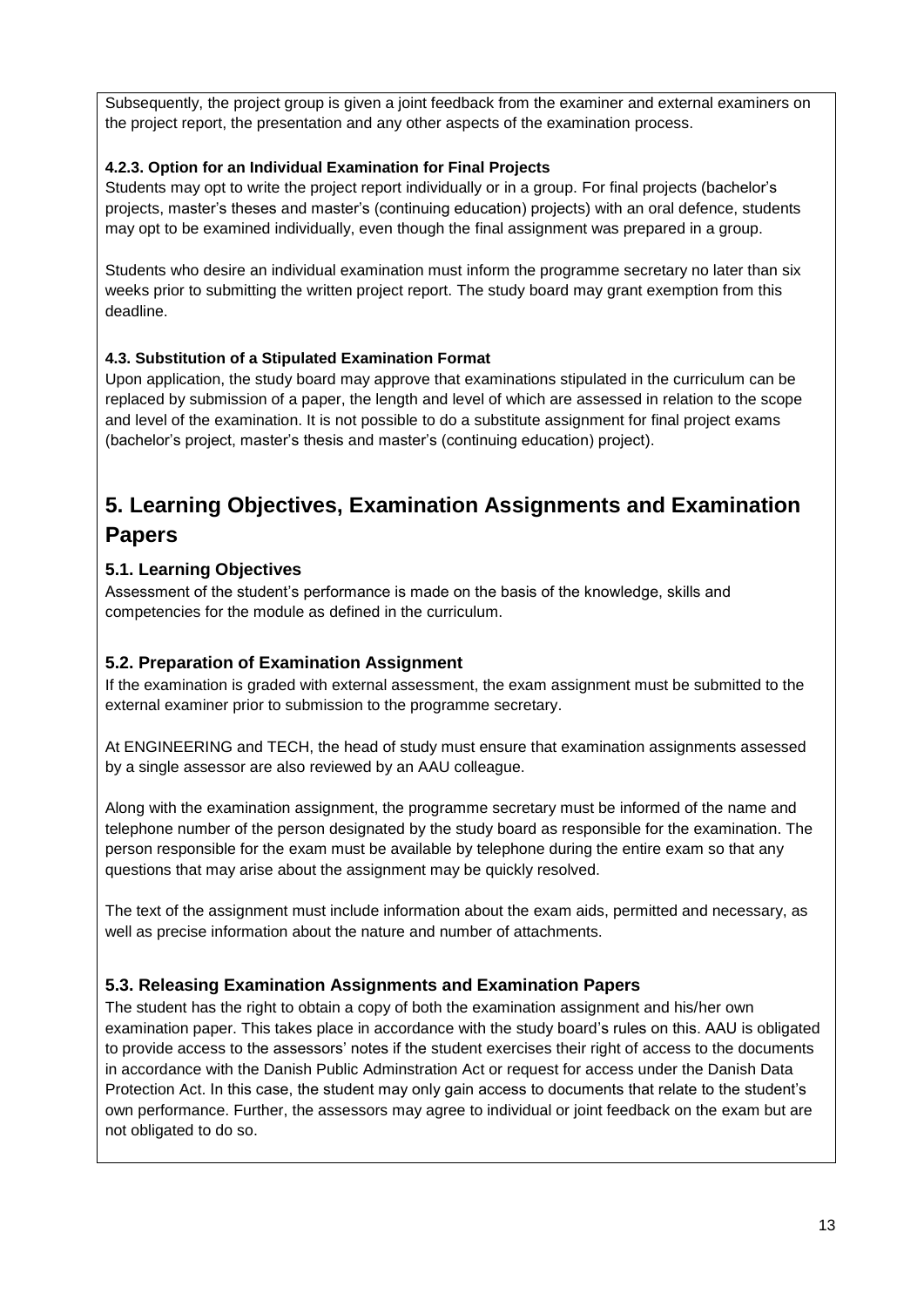Subsequently, the project group is given a joint feedback from the examiner and external examiners on the project report, the presentation and any other aspects of the examination process.

**4.2.3. Option for an Individual Examination for Final Projects**

Students may opt to write the project report individually or in a group. For final projects (bachelor's projects, master's theses and master's (continuing education) projects) with an oral defence, students may opt to be examined individually, even though the final assignment was prepared in a group.

Students who desire an individual examination must inform the programme secretary no later than six weeks prior to submitting the written project report. The study board may grant exemption from this deadline.

**4.3. Substitution of a Stipulated Examination Format**

Upon application, the study board may approve that examinations stipulated in the curriculum can be replaced by submission of a paper, the length and level of which are assessed in relation to the scope and level of the examination. It is not possible to do a substitute assignment for final project exams (bachelor's project, master's thesis and master's (continuing education) project).

# 5. Learning Objectives, Examination Assignments and Examination Papers

## 5.1. Learning Objectives

Assessment of the student's performance is made on the basis of the knowledge, skills and competencies for the module as defined in the curriculum.

## 5.2. Preparation of Examination Assignment

If the examination is graded with external assessment, the exam assignment must be submitted to the external examiner prior to submission to the programme secretary.

At ENGINEERING and TECH, the head of study must ensure that examination assignments assessed by a single assessor are also reviewed by an AAU colleague.

Along with the examination assignment, the programme secretary must be informed of the name and telephone number of the person designated by the study board as responsible for the examination. The person responsible for the exam must be available by telephone during the entire exam so that any questions that may arise about the assignment may be quickly resolved.

The text of the assignment must include information about the exam aids, permitted and necessary, as well as precise information about the nature and number of attachments.

## 5.3. Releasing Examination Assignments and Examination Papers

The student has the right to obtain a copy of both the examination assignment and his/her own examination paper. This takes place in accordance with the study board's rules on this. AAU is obligated to provide access to the assessors' notes if the student exercises their right of access to the documents in accordance with the Danish Public Adminstration Act or request for access under the Danish Data Protection Act. In this case, the student may only gain access to documents that relate to the student's own performance. Further, the assessors may agree to individual or joint feedback on the exam but are not obligated to do so.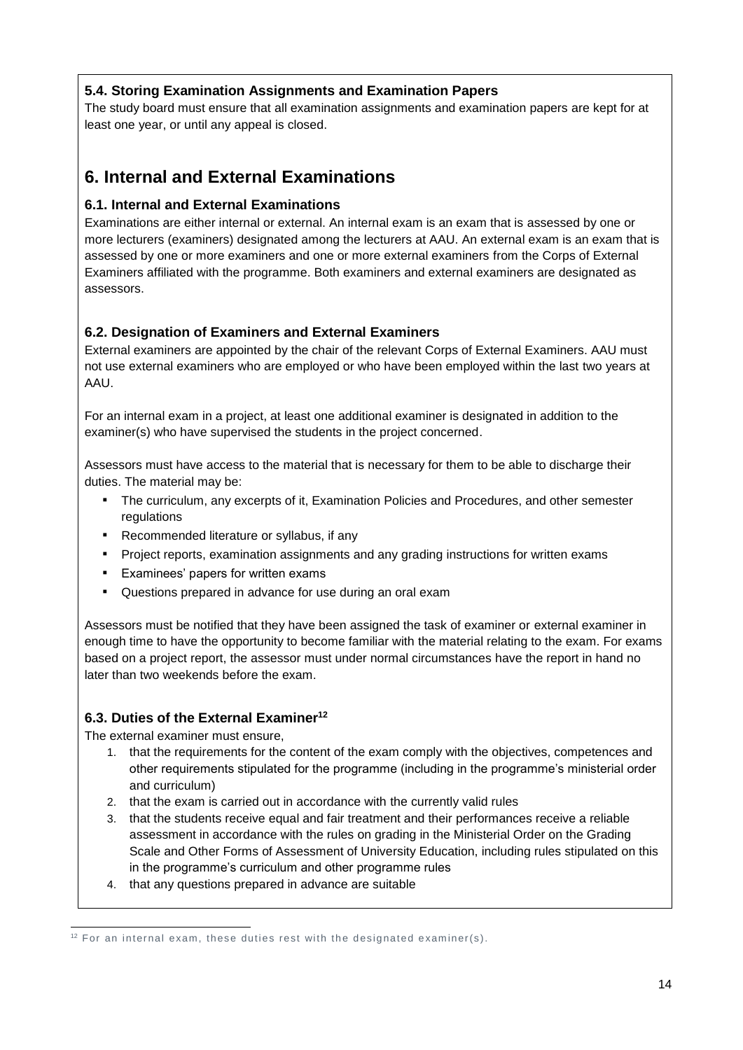### 5.4. Storing Examination Assignments and Examination Papers

The study board must ensure that all examination assignments and examination papers are kept for at least one year, or until any appeal is closed.

## 6. Internal and External Examinations

### 6.1. Internal and External Examinations

Examinations are either internal or external. An internal exam is an exam that is assessed by one or more lecturers (examiners) designated among the lecturers at AAU. An external exam is an exam that is assessed by one or more examiners and one or more external examiners from the Corps of External Examiners affiliated with the programme. Both examiners and external examiners are designated as assessors.

### 6.2. Designation of Examiners and External Examiners

External examiners are appointed by the chair of the relevant Corps of External Examiners. AAU must not use external examiners who are employed or who have been employed within the last two years at AAU.

For an internal exam in a project, at least one additional examiner is designated in addition to the examiner(s) who have supervised the students in the project concerned.

Assessors must have access to the material that is necessary for them to be able to discharge their duties. The material may be:

- The curriculum, any excerpts of it, Examination Policies and Procedures, and other semester regulations
- Recommended literature or syllabus, if any
- Project reports, examination assignments and any grading instructions for written exams
- Examinees' papers for written exams
- Questions prepared in advance for use during an oral exam

Assessors must be notified that they have been assigned the task of examiner or external examiner in enough time to have the opportunity to become familiar with the material relating to the exam. For exams based on a project report, the assessor must under normal circumstances have the report in hand no later than two weekends before the exam.

### 6.3. Duties of the External Examiner[12]

The external examiner must ensure,

1. that the requirements for the content of the exam comply with the objectives, competences and other requirements stipulated for the programme (including in the programme's ministerial order and curriculum)
2. that the exam is carried out in accordance with the currently valid rules
3. that the students receive equal and fair treatment and their performances receive a reliable assessment in accordance with the rules on grading in the Ministerial Order on the Grading Scale and Other Forms of Assessment of University Education, including rules stipulated on this in the programme's curriculum and other programme rules
4. that any questions prepared in advance are suitable

[12] For an internal exam, these duties rest with the designated examiner(s).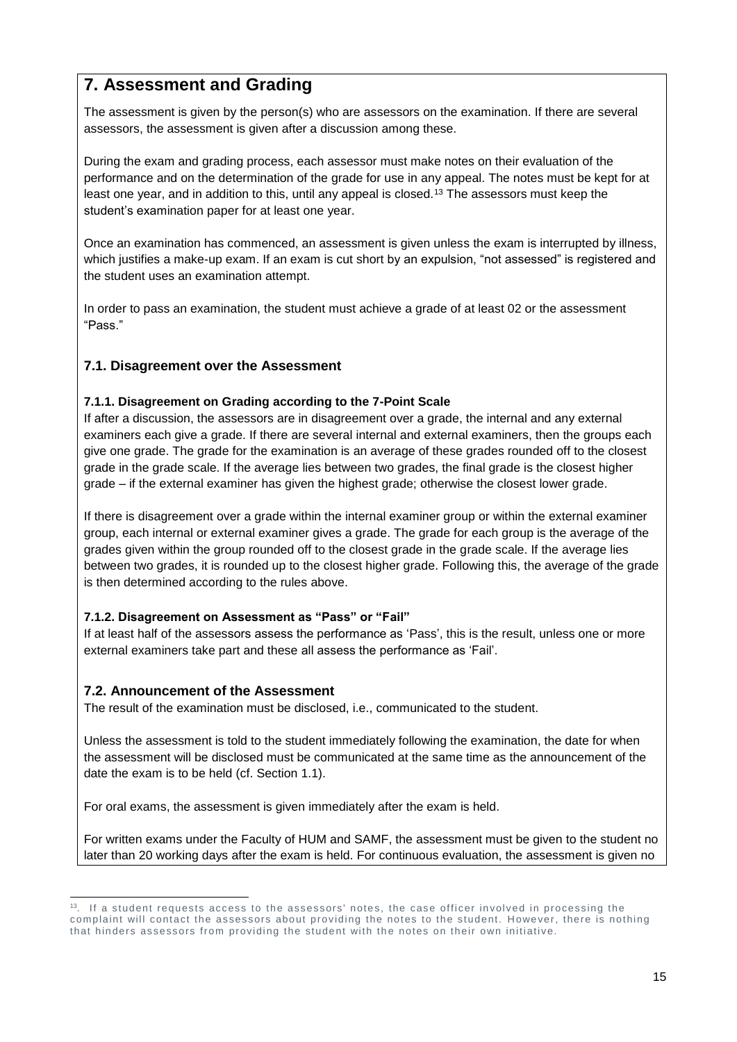# 7. Assessment and Grading

The assessment is given by the person(s) who are assessors on the examination. If there are several assessors, the assessment is given after a discussion among these.

During the exam and grading process, each assessor must make notes on their evaluation of the performance and on the determination of the grade for use in any appeal. The notes must be kept for at least one year, and in addition to this, until any appeal is closed.[13] The assessors must keep the student's examination paper for at least one year.

Once an examination has commenced, an assessment is given unless the exam is interrupted by illness, which justifies a make-up exam. If an exam is cut short by an expulsion, "not assessed" is registered and the student uses an examination attempt.

In order to pass an examination, the student must achieve a grade of at least 02 or the assessment "Pass."

## 7.1. Disagreement over the Assessment

### 7.1.1. Disagreement on Grading according to the 7-Point Scale

If after a discussion, the assessors are in disagreement over a grade, the internal and any external examiners each give a grade. If there are several internal and external examiners, then the groups each give one grade. The grade for the examination is an average of these grades rounded off to the closest grade in the grade scale. If the average lies between two grades, the final grade is the closest higher grade – if the external examiner has given the highest grade; otherwise the closest lower grade.

If there is disagreement over a grade within the internal examiner group or within the external examiner group, each internal or external examiner gives a grade. The grade for each group is the average of the grades given within the group rounded off to the closest grade in the grade scale. If the average lies between two grades, it is rounded up to the closest higher grade. Following this, the average of the grade is then determined according to the rules above.

### 7.1.2. Disagreement on Assessment as "Pass" or "Fail"

If at least half of the assessors assess the performance as 'Pass', this is the result, unless one or more external examiners take part and these all assess the performance as 'Fail'.

## 7.2. Announcement of the Assessment

The result of the examination must be disclosed, i.e., communicated to the student.

Unless the assessment is told to the student immediately following the examination, the date for when the assessment will be disclosed must be communicated at the same time as the announcement of the date the exam is to be held (cf. Section 1.1).

For oral exams, the assessment is given immediately after the exam is held.

For written exams under the Faculty of HUM and SAMF, the assessment must be given to the student no later than 20 working days after the exam is held. For continuous evaluation, the assessment is given no

[13]. If a student requests access to the assessors' notes, the case officer involved in processing the complaint will contact the assessors about providing the notes to the student. However, there is nothing that hinders assessors from providing the student with the notes on their own initiative.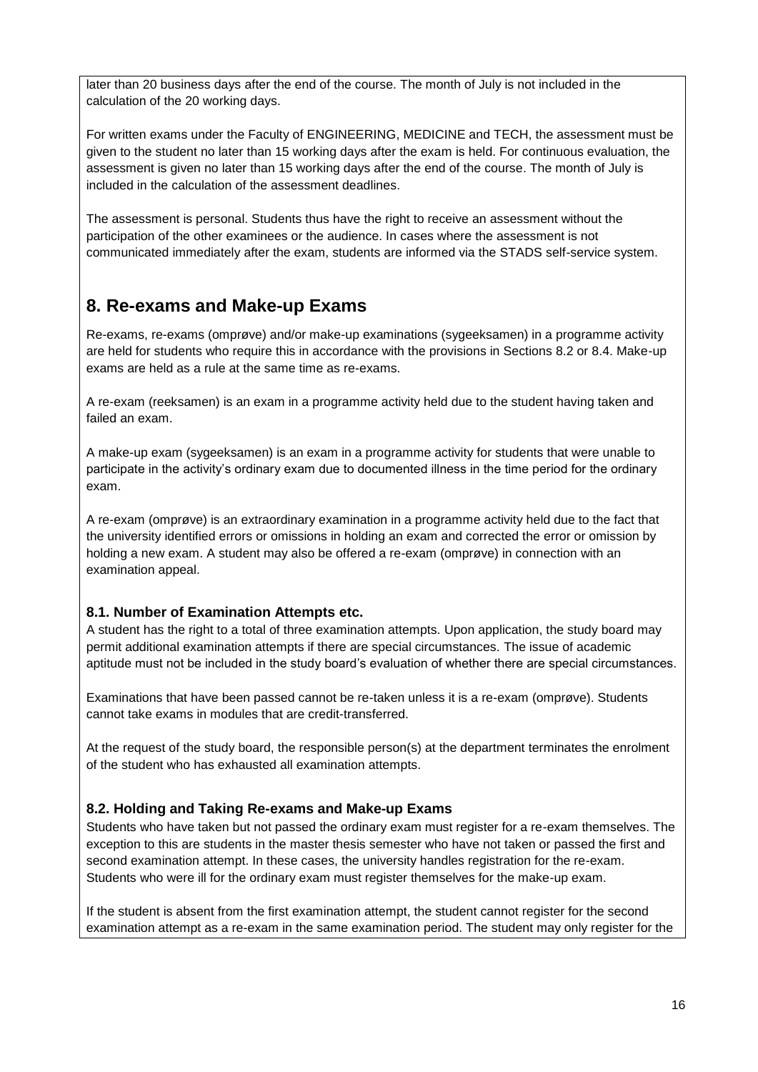later than 20 business days after the end of the course. The month of July is not included in the calculation of the 20 working days.

For written exams under the Faculty of ENGINEERING, MEDICINE and TECH, the assessment must be given to the student no later than 15 working days after the exam is held. For continuous evaluation, the assessment is given no later than 15 working days after the end of the course. The month of July is included in the calculation of the assessment deadlines.

The assessment is personal. Students thus have the right to receive an assessment without the participation of the other examinees or the audience. In cases where the assessment is not communicated immediately after the exam, students are informed via the STADS self-service system.

## 8. Re-exams and Make-up Exams

Re-exams, re-exams (omprøve) and/or make-up examinations (sygeeksamen) in a programme activity are held for students who require this in accordance with the provisions in Sections 8.2 or 8.4. Make-up exams are held as a rule at the same time as re-exams.

A re-exam (reeksamen) is an exam in a programme activity held due to the student having taken and failed an exam.

A make-up exam (sygeeksamen) is an exam in a programme activity for students that were unable to participate in the activity's ordinary exam due to documented illness in the time period for the ordinary exam.

A re-exam (omprøve) is an extraordinary examination in a programme activity held due to the fact that the university identified errors or omissions in holding an exam and corrected the error or omission by holding a new exam. A student may also be offered a re-exam (omprøve) in connection with an examination appeal.

### 8.1. Number of Examination Attempts etc.

A student has the right to a total of three examination attempts. Upon application, the study board may permit additional examination attempts if there are special circumstances. The issue of academic aptitude must not be included in the study board's evaluation of whether there are special circumstances.

Examinations that have been passed cannot be re-taken unless it is a re-exam (omprøve). Students cannot take exams in modules that are credit-transferred.

At the request of the study board, the responsible person(s) at the department terminates the enrolment of the student who has exhausted all examination attempts.

### 8.2. Holding and Taking Re-exams and Make-up Exams

Students who have taken but not passed the ordinary exam must register for a re-exam themselves. The exception to this are students in the master thesis semester who have not taken or passed the first and second examination attempt. In these cases, the university handles registration for the re-exam. Students who were ill for the ordinary exam must register themselves for the make-up exam.

If the student is absent from the first examination attempt, the student cannot register for the second examination attempt as a re-exam in the same examination period. The student may only register for the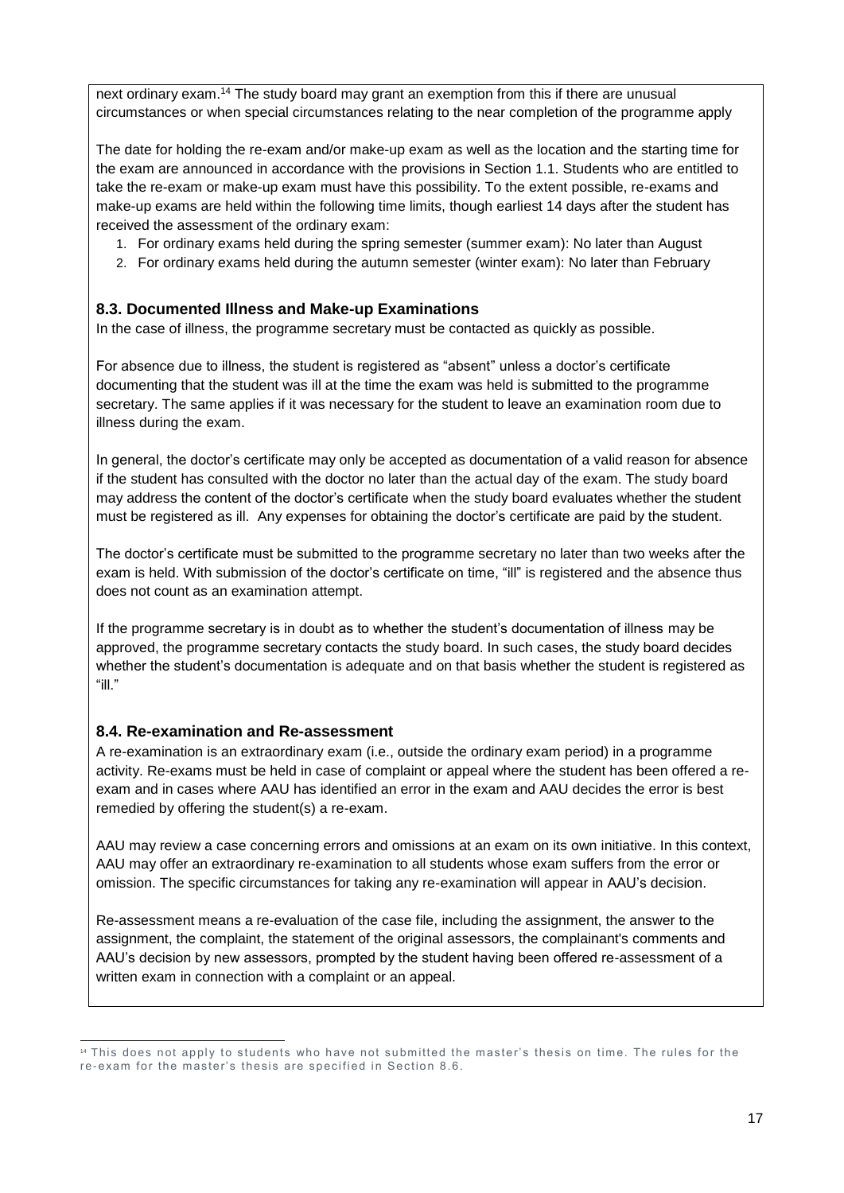next ordinary exam.[14] The study board may grant an exemption from this if there are unusual circumstances or when special circumstances relating to the near completion of the programme apply

The date for holding the re-exam and/or make-up exam as well as the location and the starting time for the exam are announced in accordance with the provisions in Section 1.1. Students who are entitled to take the re-exam or make-up exam must have this possibility. To the extent possible, re-exams and make-up exams are held within the following time limits, though earliest 14 days after the student has received the assessment of the ordinary exam:

1. For ordinary exams held during the spring semester (summer exam): No later than August
2. For ordinary exams held during the autumn semester (winter exam): No later than February

### 8.3. Documented Illness and Make-up Examinations

In the case of illness, the programme secretary must be contacted as quickly as possible.

For absence due to illness, the student is registered as "absent" unless a doctor's certificate documenting that the student was ill at the time the exam was held is submitted to the programme secretary. The same applies if it was necessary for the student to leave an examination room due to illness during the exam.

In general, the doctor's certificate may only be accepted as documentation of a valid reason for absence if the student has consulted with the doctor no later than the actual day of the exam. The study board may address the content of the doctor's certificate when the study board evaluates whether the student must be registered as ill. Any expenses for obtaining the doctor's certificate are paid by the student.

The doctor's certificate must be submitted to the programme secretary no later than two weeks after the exam is held. With submission of the doctor's certificate on time, "ill" is registered and the absence thus does not count as an examination attempt.

If the programme secretary is in doubt as to whether the student's documentation of illness may be approved, the programme secretary contacts the study board. In such cases, the study board decides whether the student's documentation is adequate and on that basis whether the student is registered as "ill."

### 8.4. Re-examination and Re-assessment

A re-examination is an extraordinary exam (i.e., outside the ordinary exam period) in a programme activity. Re-exams must be held in case of complaint or appeal where the student has been offered a re-exam and in cases where AAU has identified an error in the exam and AAU decides the error is best remedied by offering the student(s) a re-exam.

AAU may review a case concerning errors and omissions at an exam on its own initiative. In this context, AAU may offer an extraordinary re-examination to all students whose exam suffers from the error or omission. The specific circumstances for taking any re-examination will appear in AAU's decision.

Re-assessment means a re-evaluation of the case file, including the assignment, the answer to the assignment, the complaint, the statement of the original assessors, the complainant's comments and AAU's decision by new assessors, prompted by the student having been offered re-assessment of a written exam in connection with a complaint or an appeal.

---

[14] This does not apply to students who have not submitted the master's thesis on time. The rules for the re-exam for the master's thesis are specified in Section 8.6.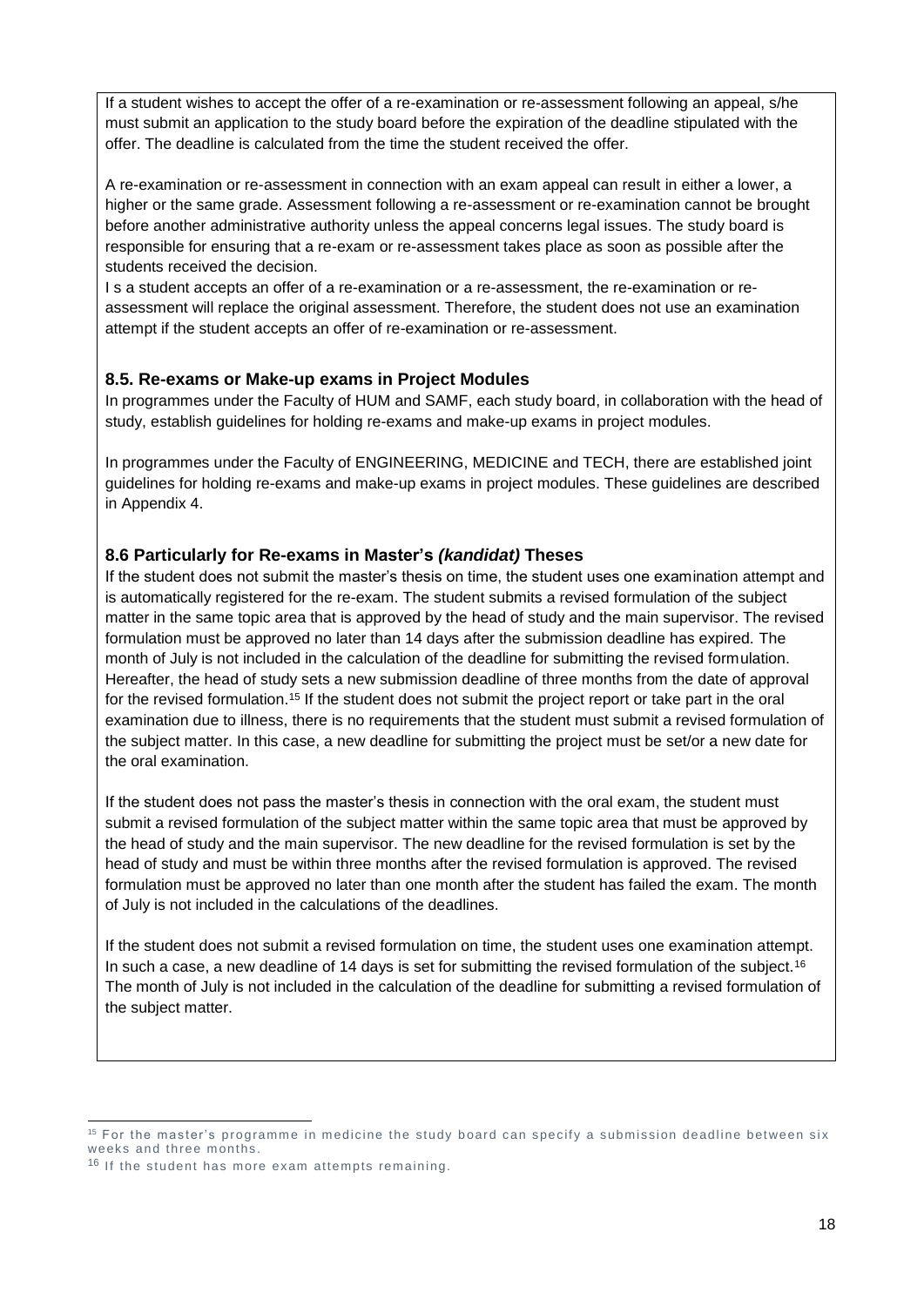If a student wishes to accept the offer of a re-examination or re-assessment following an appeal, s/he must submit an application to the study board before the expiration of the deadline stipulated with the offer. The deadline is calculated from the time the student received the offer.

A re-examination or re-assessment in connection with an exam appeal can result in either a lower, a higher or the same grade. Assessment following a re-assessment or re-examination cannot be brought before another administrative authority unless the appeal concerns legal issues. The study board is responsible for ensuring that a re-exam or re-assessment takes place as soon as possible after the students received the decision.
I s a student accepts an offer of a re-examination or a re-assessment, the re-examination or re-assessment will replace the original assessment. Therefore, the student does not use an examination attempt if the student accepts an offer of re-examination or re-assessment.

### 8.5. Re-exams or Make-up exams in Project Modules

In programmes under the Faculty of HUM and SAMF, each study board, in collaboration with the head of study, establish guidelines for holding re-exams and make-up exams in project modules.

In programmes under the Faculty of ENGINEERING, MEDICINE and TECH, there are established joint guidelines for holding re-exams and make-up exams in project modules. These guidelines are described in Appendix 4.

### 8.6 Particularly for Re-exams in Master's *(kandidat)* Theses

If the student does not submit the master's thesis on time, the student uses one examination attempt and is automatically registered for the re-exam. The student submits a revised formulation of the subject matter in the same topic area that is approved by the head of study and the main supervisor. The revised formulation must be approved no later than 14 days after the submission deadline has expired. The month of July is not included in the calculation of the deadline for submitting the revised formulation. Hereafter, the head of study sets a new submission deadline of three months from the date of approval for the revised formulation.[15] If the student does not submit the project report or take part in the oral examination due to illness, there is no requirements that the student must submit a revised formulation of the subject matter. In this case, a new deadline for submitting the project must be set/or a new date for the oral examination.

If the student does not pass the master's thesis in connection with the oral exam, the student must submit a revised formulation of the subject matter within the same topic area that must be approved by the head of study and the main supervisor. The new deadline for the revised formulation is set by the head of study and must be within three months after the revised formulation is approved. The revised formulation must be approved no later than one month after the student has failed the exam. The month of July is not included in the calculations of the deadlines.

If the student does not submit a revised formulation on time, the student uses one examination attempt. In such a case, a new deadline of 14 days is set for submitting the revised formulation of the subject.[16] The month of July is not included in the calculation of the deadline for submitting a revised formulation of the subject matter.

---

[15] For the master's programme in medicine the study board can specify a submission deadline between six weeks and three months.

[16] If the student has more exam attempts remaining.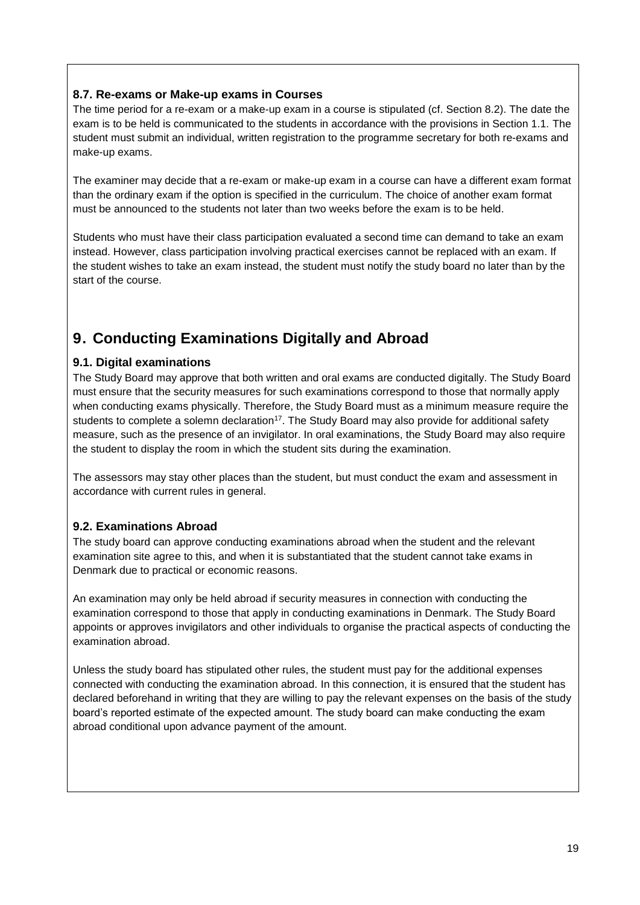### 8.7. Re-exams or Make-up exams in Courses

The time period for a re-exam or a make-up exam in a course is stipulated (cf. Section 8.2). The date the exam is to be held is communicated to the students in accordance with the provisions in Section 1.1. The student must submit an individual, written registration to the programme secretary for both re-exams and make-up exams.

The examiner may decide that a re-exam or make-up exam in a course can have a different exam format than the ordinary exam if the option is specified in the curriculum. The choice of another exam format must be announced to the students not later than two weeks before the exam is to be held.

Students who must have their class participation evaluated a second time can demand to take an exam instead. However, class participation involving practical exercises cannot be replaced with an exam. If the student wishes to take an exam instead, the student must notify the study board no later than by the start of the course.

## 9. Conducting Examinations Digitally and Abroad

### 9.1. Digital examinations

The Study Board may approve that both written and oral exams are conducted digitally. The Study Board must ensure that the security measures for such examinations correspond to those that normally apply when conducting exams physically. Therefore, the Study Board must as a minimum measure require the students to complete a solemn declaration[17]. The Study Board may also provide for additional safety measure, such as the presence of an invigilator. In oral examinations, the Study Board may also require the student to display the room in which the student sits during the examination.

The assessors may stay other places than the student, but must conduct the exam and assessment in accordance with current rules in general.

### 9.2. Examinations Abroad

The study board can approve conducting examinations abroad when the student and the relevant examination site agree to this, and when it is substantiated that the student cannot take exams in Denmark due to practical or economic reasons.

An examination may only be held abroad if security measures in connection with conducting the examination correspond to those that apply in conducting examinations in Denmark. The Study Board appoints or approves invigilators and other individuals to organise the practical aspects of conducting the examination abroad.

Unless the study board has stipulated other rules, the student must pay for the additional expenses connected with conducting the examination abroad. In this connection, it is ensured that the student has declared beforehand in writing that they are willing to pay the relevant expenses on the basis of the study board's reported estimate of the expected amount. The study board can make conducting the exam abroad conditional upon advance payment of the amount.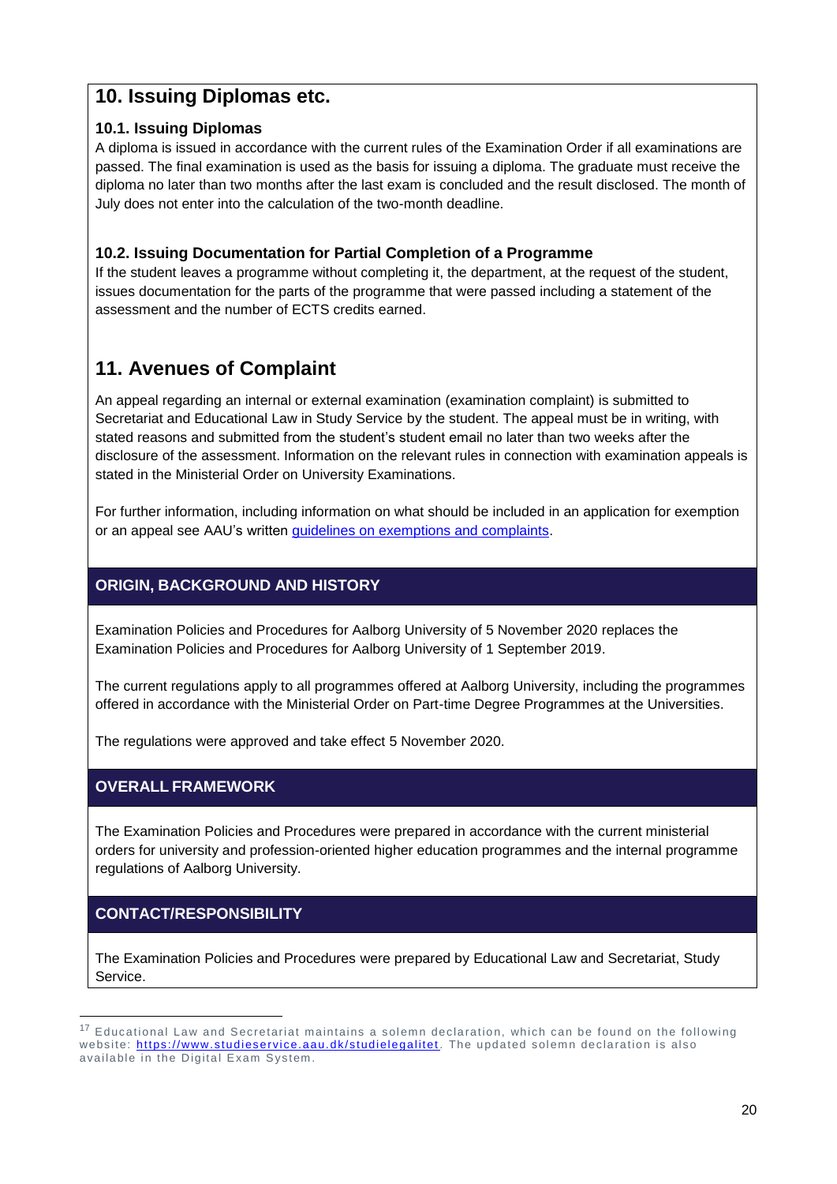## 10. Issuing Diplomas etc.

### 10.1. Issuing Diplomas

A diploma is issued in accordance with the current rules of the Examination Order if all examinations are passed. The final examination is used as the basis for issuing a diploma. The graduate must receive the diploma no later than two months after the last exam is concluded and the result disclosed. The month of July does not enter into the calculation of the two-month deadline.

### 10.2. Issuing Documentation for Partial Completion of a Programme

If the student leaves a programme without completing it, the department, at the request of the student, issues documentation for the parts of the programme that were passed including a statement of the assessment and the number of ECTS credits earned.

## 11. Avenues of Complaint

An appeal regarding an internal or external examination (examination complaint) is submitted to Secretariat and Educational Law in Study Service by the student. The appeal must be in writing, with stated reasons and submitted from the student's student email no later than two weeks after the disclosure of the assessment. Information on the relevant rules in connection with examination appeals is stated in the Ministerial Order on University Examinations.

For further information, including information on what should be included in an application for exemption or an appeal see AAU's written guidelines on exemptions and complaints.

### ORIGIN, BACKGROUND AND HISTORY

Examination Policies and Procedures for Aalborg University of 5 November 2020 replaces the Examination Policies and Procedures for Aalborg University of 1 September 2019.

The current regulations apply to all programmes offered at Aalborg University, including the programmes offered in accordance with the Ministerial Order on Part-time Degree Programmes at the Universities.

The regulations were approved and take effect 5 November 2020.

### OVERALL FRAMEWORK

The Examination Policies and Procedures were prepared in accordance with the current ministerial orders for university and profession-oriented higher education programmes and the internal programme regulations of Aalborg University.

### CONTACT/RESPONSIBILITY

The Examination Policies and Procedures were prepared by Educational Law and Secretariat, Study Service.

---

[17] Educational Law and Secretariat maintains a solemn declaration, which can be found on the following website: https://www.studieservice.aau.dk/studielegalitet. The updated solemn declaration is also available in the Digital Exam System.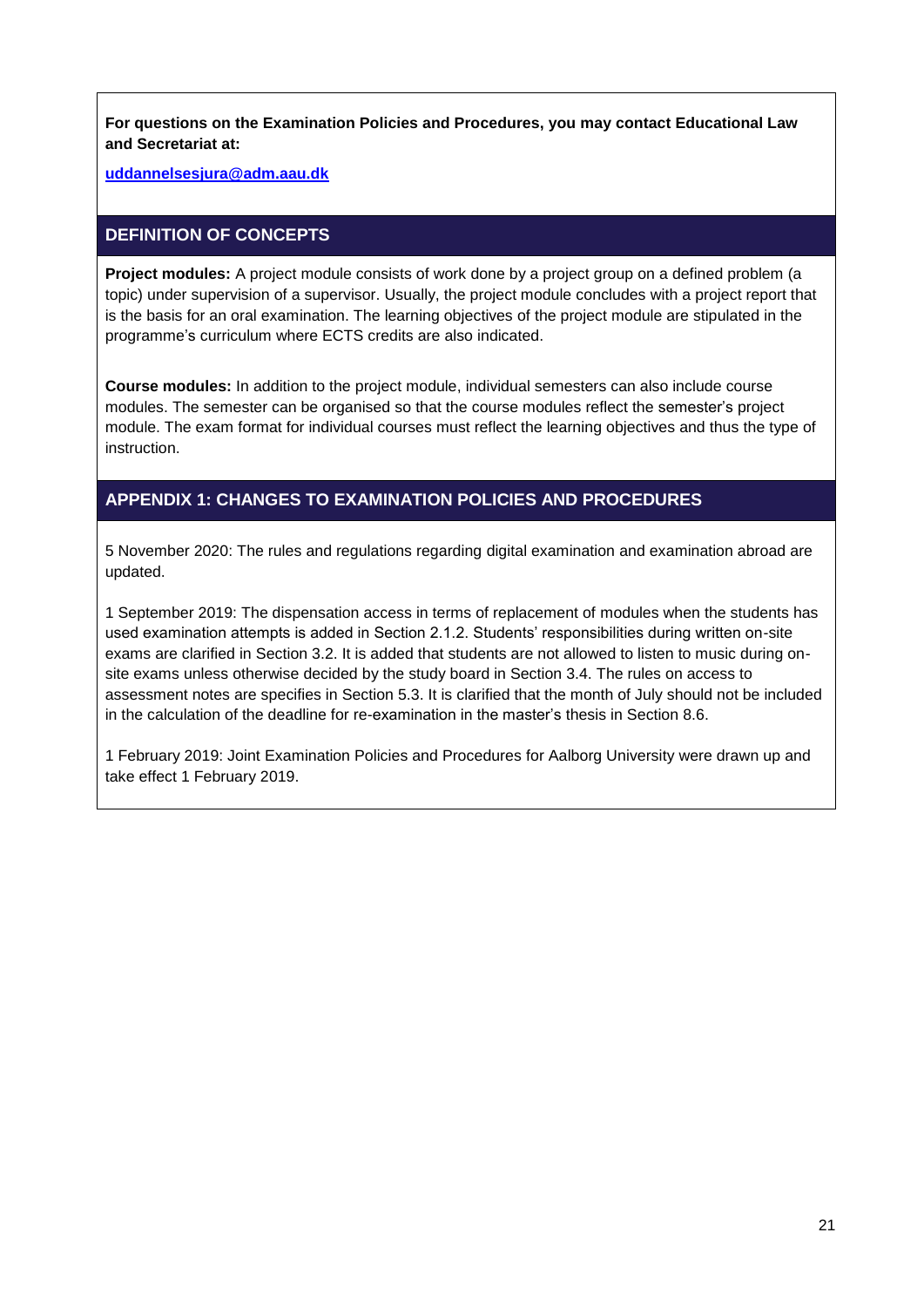**For questions on the Examination Policies and Procedures, you may contact Educational Law and Secretariat at:**

[uddannelsesjura@adm.aau.dk](mailto:uddannelsesjura@adm.aau.dk)

## DEFINITION OF CONCEPTS

**Project modules:** A project module consists of work done by a project group on a defined problem (a topic) under supervision of a supervisor. Usually, the project module concludes with a project report that is the basis for an oral examination. The learning objectives of the project module are stipulated in the programme's curriculum where ECTS credits are also indicated.

**Course modules:** In addition to the project module, individual semesters can also include course modules. The semester can be organised so that the course modules reflect the semester's project module. The exam format for individual courses must reflect the learning objectives and thus the type of instruction.

## APPENDIX 1: CHANGES TO EXAMINATION POLICIES AND PROCEDURES

5 November 2020: The rules and regulations regarding digital examination and examination abroad are updated.

1 September 2019: The dispensation access in terms of replacement of modules when the students has used examination attempts is added in Section 2.1.2. Students' responsibilities during written on-site exams are clarified in Section 3.2. It is added that students are not allowed to listen to music during on-site exams unless otherwise decided by the study board in Section 3.4. The rules on access to assessment notes are specifies in Section 5.3. It is clarified that the month of July should not be included in the calculation of the deadline for re-examination in the master's thesis in Section 8.6.

1 February 2019: Joint Examination Policies and Procedures for Aalborg University were drawn up and take effect 1 February 2019.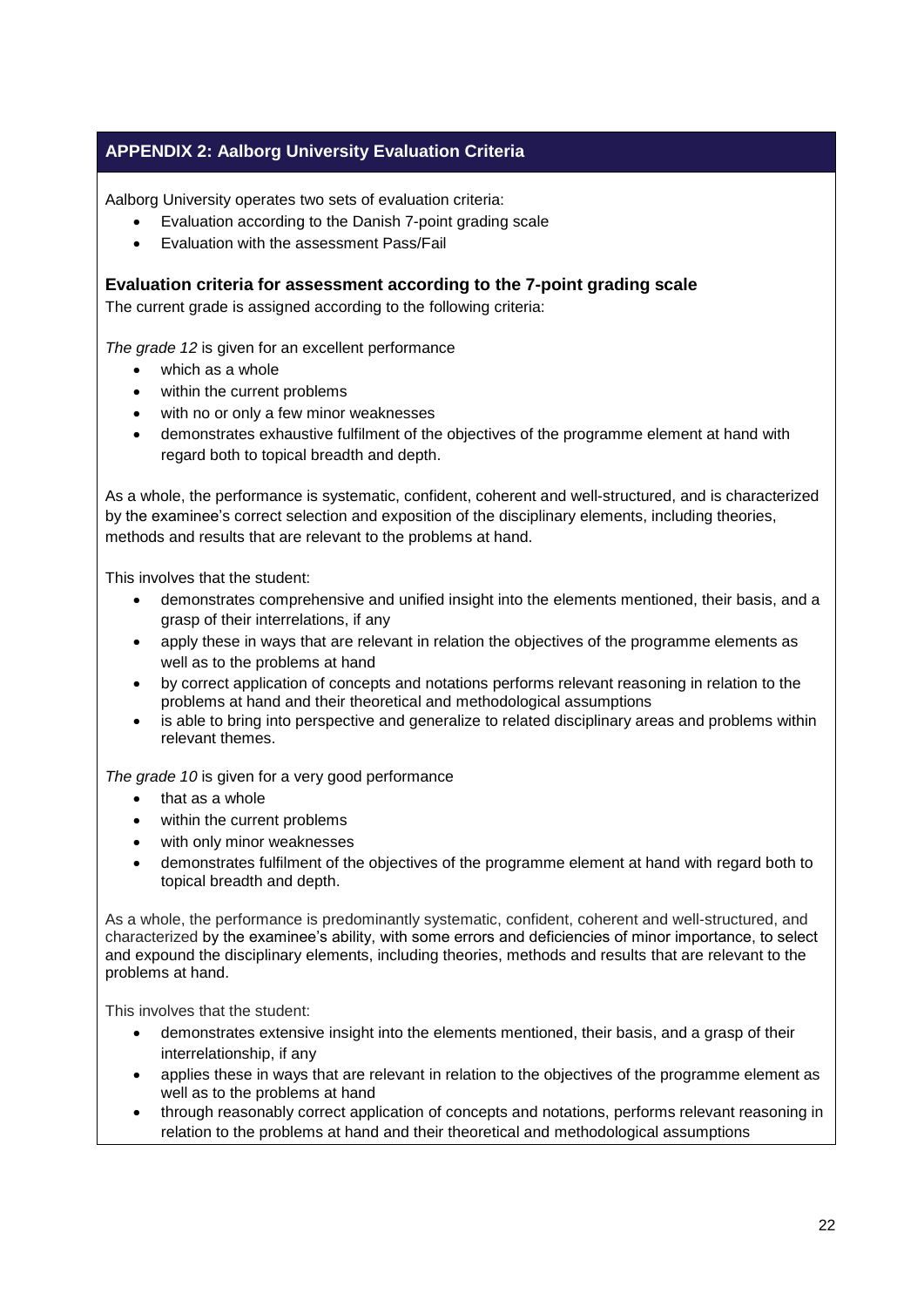## APPENDIX 2: Aalborg University Evaluation Criteria

Aalborg University operates two sets of evaluation criteria:

- Evaluation according to the Danish 7-point grading scale
- Evaluation with the assessment Pass/Fail

### Evaluation criteria for assessment according to the 7-point grading scale

The current grade is assigned according to the following criteria:

*The grade 12* is given for an excellent performance

- which as a whole
- within the current problems
- with no or only a few minor weaknesses
- demonstrates exhaustive fulfilment of the objectives of the programme element at hand with regard both to topical breadth and depth.

As a whole, the performance is systematic, confident, coherent and well-structured, and is characterized by the examinee's correct selection and exposition of the disciplinary elements, including theories, methods and results that are relevant to the problems at hand.

This involves that the student:

- demonstrates comprehensive and unified insight into the elements mentioned, their basis, and a grasp of their interrelations, if any
- apply these in ways that are relevant in relation the objectives of the programme elements as well as to the problems at hand
- by correct application of concepts and notations performs relevant reasoning in relation to the problems at hand and their theoretical and methodological assumptions
- is able to bring into perspective and generalize to related disciplinary areas and problems within relevant themes.

*The grade 10* is given for a very good performance

- that as a whole
- within the current problems
- with only minor weaknesses
- demonstrates fulfilment of the objectives of the programme element at hand with regard both to topical breadth and depth.

As a whole, the performance is predominantly systematic, confident, coherent and well-structured, and characterized by the examinee's ability, with some errors and deficiencies of minor importance, to select and expound the disciplinary elements, including theories, methods and results that are relevant to the problems at hand.

This involves that the student:

- demonstrates extensive insight into the elements mentioned, their basis, and a grasp of their interrelationship, if any
- applies these in ways that are relevant in relation to the objectives of the programme element as well as to the problems at hand
- through reasonably correct application of concepts and notations, performs relevant reasoning in relation to the problems at hand and their theoretical and methodological assumptions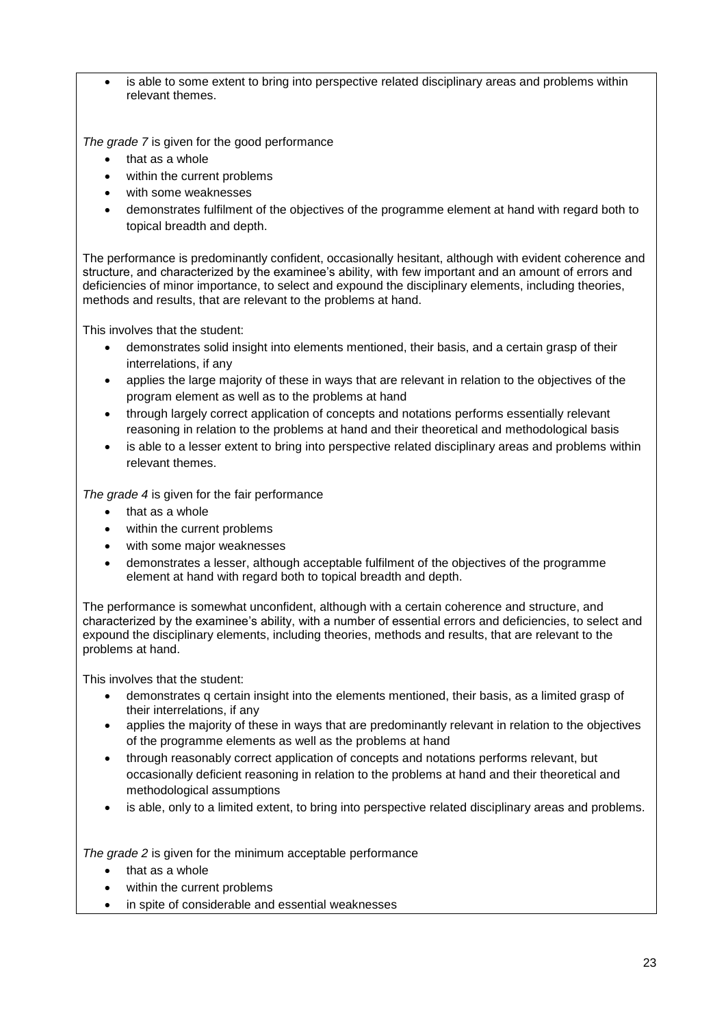- is able to some extent to bring into perspective related disciplinary areas and problems within relevant themes.

*The grade 7* is given for the good performance

- that as a whole
- within the current problems
- with some weaknesses
- demonstrates fulfilment of the objectives of the programme element at hand with regard both to topical breadth and depth.

The performance is predominantly confident, occasionally hesitant, although with evident coherence and structure, and characterized by the examinee's ability, with few important and an amount of errors and deficiencies of minor importance, to select and expound the disciplinary elements, including theories, methods and results, that are relevant to the problems at hand.

This involves that the student:

- demonstrates solid insight into elements mentioned, their basis, and a certain grasp of their interrelations, if any
- applies the large majority of these in ways that are relevant in relation to the objectives of the program element as well as to the problems at hand
- through largely correct application of concepts and notations performs essentially relevant reasoning in relation to the problems at hand and their theoretical and methodological basis
- is able to a lesser extent to bring into perspective related disciplinary areas and problems within relevant themes.

*The grade 4* is given for the fair performance

- that as a whole
- within the current problems
- with some major weaknesses
- demonstrates a lesser, although acceptable fulfilment of the objectives of the programme element at hand with regard both to topical breadth and depth.

The performance is somewhat unconfident, although with a certain coherence and structure, and characterized by the examinee's ability, with a number of essential errors and deficiencies, to select and expound the disciplinary elements, including theories, methods and results, that are relevant to the problems at hand.

This involves that the student:

- demonstrates q certain insight into the elements mentioned, their basis, as a limited grasp of their interrelations, if any
- applies the majority of these in ways that are predominantly relevant in relation to the objectives of the programme elements as well as the problems at hand
- through reasonably correct application of concepts and notations performs relevant, but occasionally deficient reasoning in relation to the problems at hand and their theoretical and methodological assumptions
- is able, only to a limited extent, to bring into perspective related disciplinary areas and problems.

*The grade 2* is given for the minimum acceptable performance

- that as a whole
- within the current problems
- in spite of considerable and essential weaknesses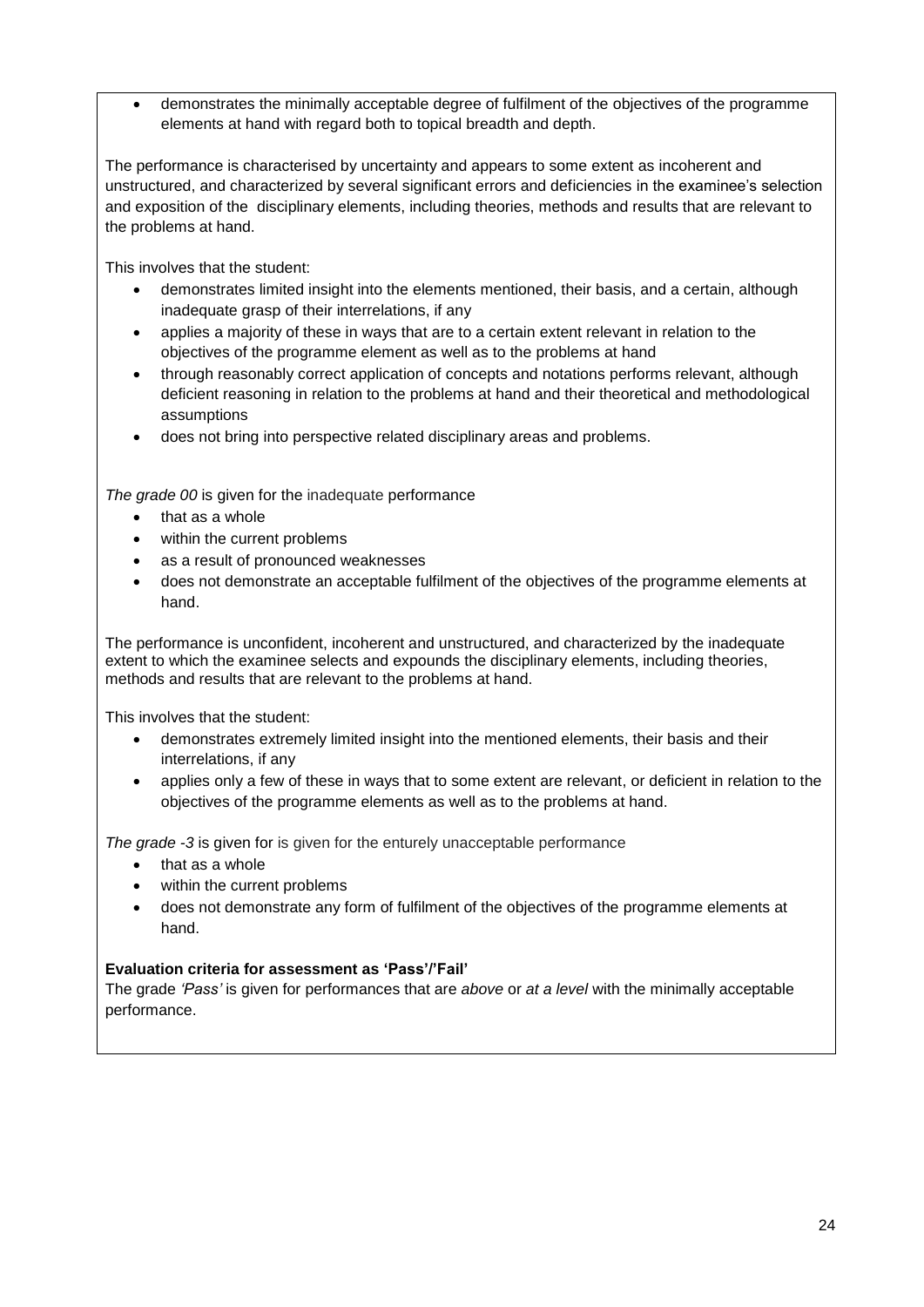- demonstrates the minimally acceptable degree of fulfilment of the objectives of the programme elements at hand with regard both to topical breadth and depth.

The performance is characterised by uncertainty and appears to some extent as incoherent and unstructured, and characterized by several significant errors and deficiencies in the examinee's selection and exposition of the disciplinary elements, including theories, methods and results that are relevant to the problems at hand.

This involves that the student:

- demonstrates limited insight into the elements mentioned, their basis, and a certain, although inadequate grasp of their interrelations, if any
- applies a majority of these in ways that are to a certain extent relevant in relation to the objectives of the programme element as well as to the problems at hand
- through reasonably correct application of concepts and notations performs relevant, although deficient reasoning in relation to the problems at hand and their theoretical and methodological assumptions
- does not bring into perspective related disciplinary areas and problems.

*The grade 00* is given for the inadequate performance

- that as a whole
- within the current problems
- as a result of pronounced weaknesses
- does not demonstrate an acceptable fulfilment of the objectives of the programme elements at hand.

The performance is unconfident, incoherent and unstructured, and characterized by the inadequate extent to which the examinee selects and expounds the disciplinary elements, including theories, methods and results that are relevant to the problems at hand.

This involves that the student:

- demonstrates extremely limited insight into the mentioned elements, their basis and their interrelations, if any
- applies only a few of these in ways that to some extent are relevant, or deficient in relation to the objectives of the programme elements as well as to the problems at hand.

*The grade -3* is given for is given for the enturely unacceptable performance

- that as a whole
- within the current problems
- does not demonstrate any form of fulfilment of the objectives of the programme elements at hand.

**Evaluation criteria for assessment as 'Pass'/'Fail'**

The grade *'Pass'* is given for performances that are *above* or *at a level* with the minimally acceptable performance.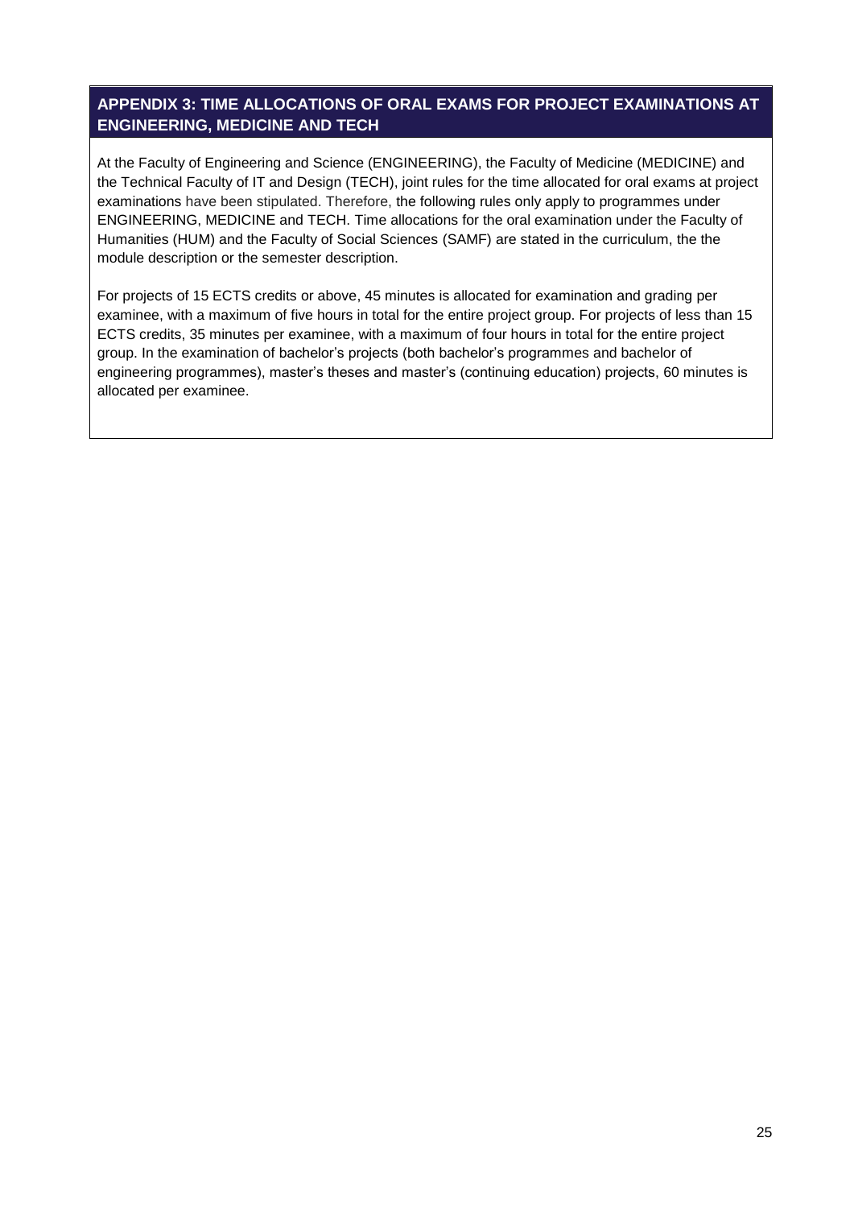## APPENDIX 3: TIME ALLOCATIONS OF ORAL EXAMS FOR PROJECT EXAMINATIONS AT ENGINEERING, MEDICINE AND TECH

At the Faculty of Engineering and Science (ENGINEERING), the Faculty of Medicine (MEDICINE) and the Technical Faculty of IT and Design (TECH), joint rules for the time allocated for oral exams at project examinations have been stipulated. Therefore, the following rules only apply to programmes under ENGINEERING, MEDICINE and TECH. Time allocations for the oral examination under the Faculty of Humanities (HUM) and the Faculty of Social Sciences (SAMF) are stated in the curriculum, the the module description or the semester description.

For projects of 15 ECTS credits or above, 45 minutes is allocated for examination and grading per examinee, with a maximum of five hours in total for the entire project group. For projects of less than 15 ECTS credits, 35 minutes per examinee, with a maximum of four hours in total for the entire project group. In the examination of bachelor's projects (both bachelor's programmes and bachelor of engineering programmes), master's theses and master's (continuing education) projects, 60 minutes is allocated per examinee.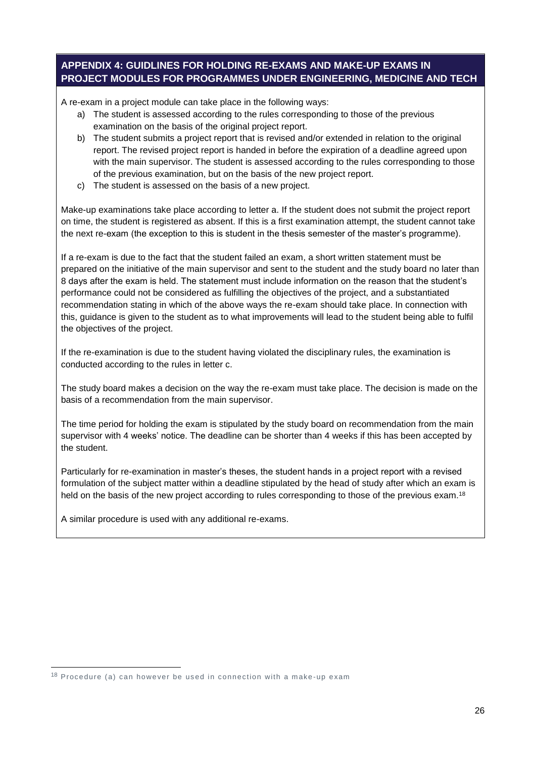## APPENDIX 4: GUIDLINES FOR HOLDING RE-EXAMS AND MAKE-UP EXAMS IN PROJECT MODULES FOR PROGRAMMES UNDER ENGINEERING, MEDICINE AND TECH

A re-exam in a project module can take place in the following ways:

a) The student is assessed according to the rules corresponding to those of the previous examination on the basis of the original project report.
b) The student submits a project report that is revised and/or extended in relation to the original report. The revised project report is handed in before the expiration of a deadline agreed upon with the main supervisor. The student is assessed according to the rules corresponding to those of the previous examination, but on the basis of the new project report.
c) The student is assessed on the basis of a new project.

Make-up examinations take place according to letter a. If the student does not submit the project report on time, the student is registered as absent. If this is a first examination attempt, the student cannot take the next re-exam (the exception to this is student in the thesis semester of the master's programme).

If a re-exam is due to the fact that the student failed an exam, a short written statement must be prepared on the initiative of the main supervisor and sent to the student and the study board no later than 8 days after the exam is held. The statement must include information on the reason that the student's performance could not be considered as fulfilling the objectives of the project, and a substantiated recommendation stating in which of the above ways the re-exam should take place. In connection with this, guidance is given to the student as to what improvements will lead to the student being able to fulfil the objectives of the project.

If the re-examination is due to the student having violated the disciplinary rules, the examination is conducted according to the rules in letter c.

The study board makes a decision on the way the re-exam must take place. The decision is made on the basis of a recommendation from the main supervisor.

The time period for holding the exam is stipulated by the study board on recommendation from the main supervisor with 4 weeks' notice. The deadline can be shorter than 4 weeks if this has been accepted by the student.

Particularly for re-examination in master's theses, the student hands in a project report with a revised formulation of the subject matter within a deadline stipulated by the head of study after which an exam is held on the basis of the new project according to rules corresponding to those of the previous exam.[18]

A similar procedure is used with any additional re-exams.

[18] Procedure (a) can however be used in connection with a make-up exam